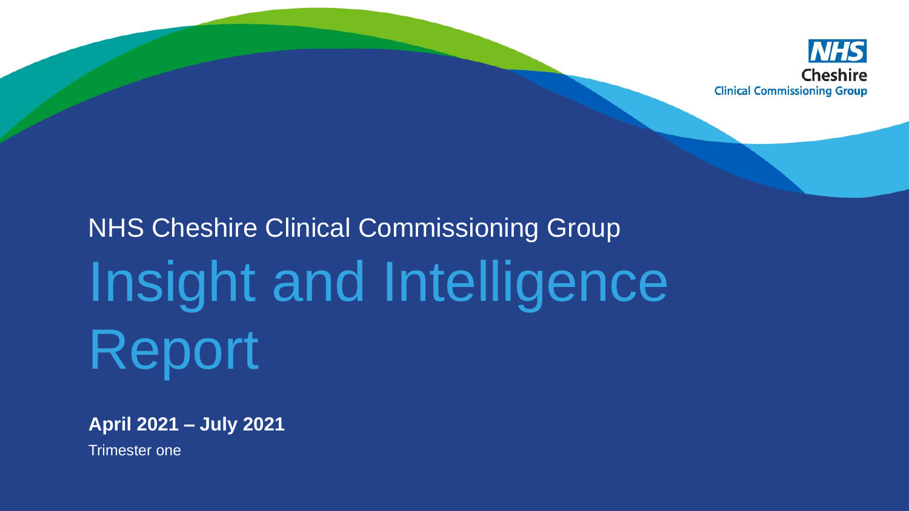NHS Cheshire Clinical Commissioning Group

NHS Cheshire Clinical Commissioning Group

# Insight and Intelligence Report

**April 2021 – July 2021**

Trimester one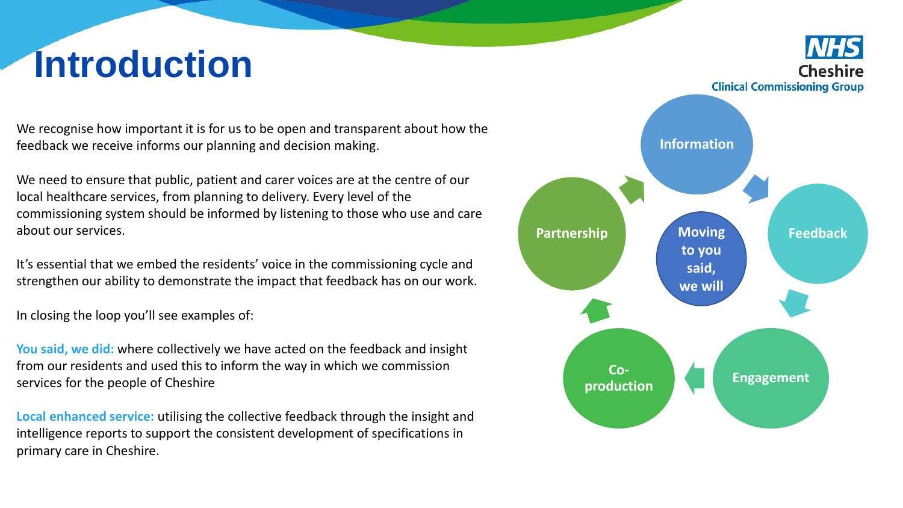# Introduction

We recognise how important it is for us to be open and transparent about how the feedback we receive informs our planning and decision making.

We need to ensure that public, patient and carer voices are at the centre of our local healthcare services, from planning to delivery. Every level of the commissioning system should be informed by listening to those who use and care about our services.

It's essential that we embed the residents' voice in the commissioning cycle and strengthen our ability to demonstrate the impact that feedback has on our work.

In closing the loop you'll see examples of:

**You said, we did:** where collectively we have acted on the feedback and insight from our residents and used this to inform the way in which we commission services for the people of Cheshire

**Local enhanced service:** utilising the collective feedback through the insight and intelligence reports to support the consistent development of specifications in primary care in Cheshire.

Information → Feedback → Engagement → Co-production → Partnership → Information

Moving to you said, we will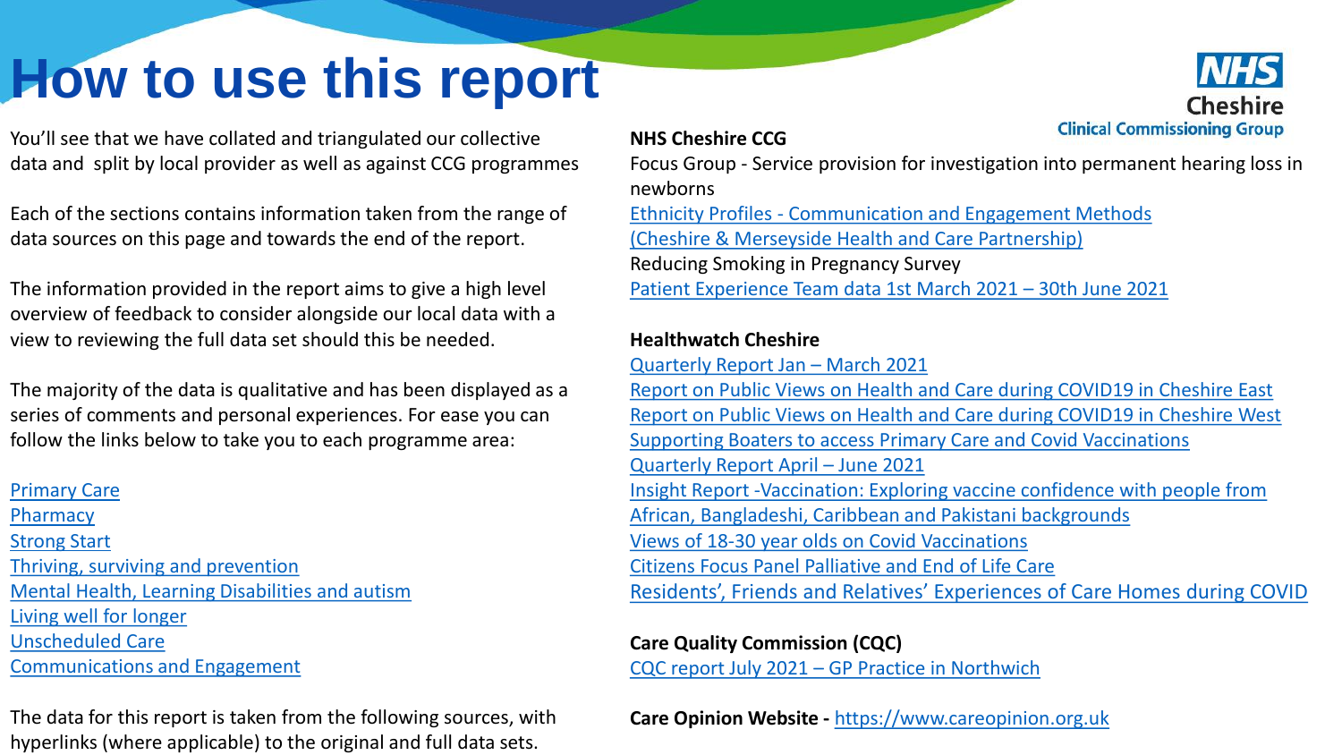# How to use this report

You'll see that we have collated and triangulated our collective data and split by local provider as well as against CCG programmes

Each of the sections contains information taken from the range of data sources on this page and towards the end of the report.

The information provided in the report aims to give a high level overview of feedback to consider alongside our local data with a view to reviewing the full data set should this be needed.

The majority of the data is qualitative and has been displayed as a series of comments and personal experiences. For ease you can follow the links below to take you to each programme area:

Primary Care
Pharmacy
Strong Start
Thriving, surviving and prevention
Mental Health, Learning Disabilities and autism
Living well for longer
Unscheduled Care
Communications and Engagement

The data for this report is taken from the following sources, with hyperlinks (where applicable) to the original and full data sets.

**NHS Cheshire CCG**

Focus Group - Service provision for investigation into permanent hearing loss in newborns
Ethnicity Profiles - Communication and Engagement Methods (Cheshire & Merseyside Health and Care Partnership)
Reducing Smoking in Pregnancy Survey
Patient Experience Team data 1st March 2021 – 30th June 2021

**Healthwatch Cheshire**

Quarterly Report Jan – March 2021
Report on Public Views on Health and Care during COVID19 in Cheshire East
Report on Public Views on Health and Care during COVID19 in Cheshire West
Supporting Boaters to access Primary Care and Covid Vaccinations
Quarterly Report April – June 2021
Insight Report -Vaccination: Exploring vaccine confidence with people from African, Bangladeshi, Caribbean and Pakistani backgrounds
Views of 18-30 year olds on Covid Vaccinations
Citizens Focus Panel Palliative and End of Life Care
Residents', Friends and Relatives' Experiences of Care Homes during COVID

**Care Quality Commission (CQC)**

CQC report July 2021 – GP Practice in Northwich

**Care Opinion Website -** https://www.careopinion.org.uk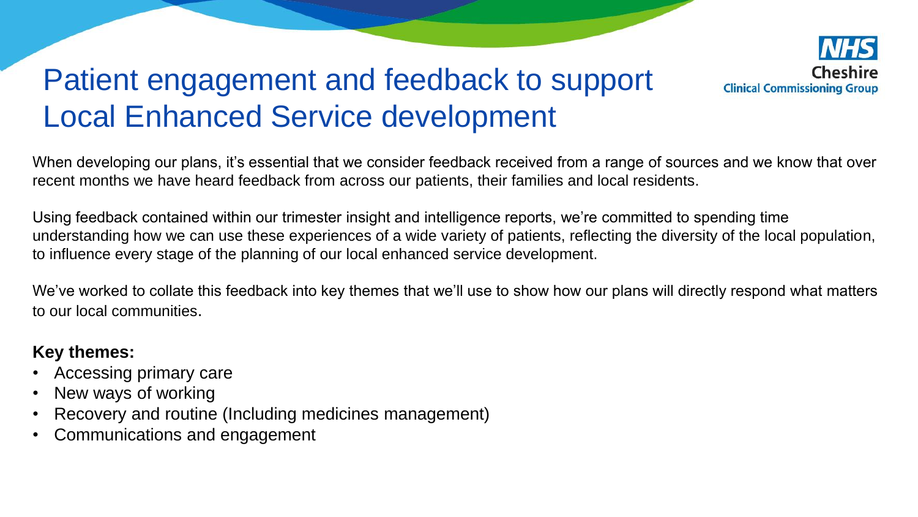# Patient engagement and feedback to support Local Enhanced Service development

NHS Cheshire Clinical Commissioning Group

When developing our plans, it's essential that we consider feedback received from a range of sources and we know that over recent months we have heard feedback from across our patients, their families and local residents.

Using feedback contained within our trimester insight and intelligence reports, we're committed to spending time understanding how we can use these experiences of a wide variety of patients, reflecting the diversity of the local population, to influence every stage of the planning of our local enhanced service development.

We've worked to collate this feedback into key themes that we'll use to show how our plans will directly respond what matters to our local communities.

**Key themes:**

- Accessing primary care
- New ways of working
- Recovery and routine (Including medicines management)
- Communications and engagement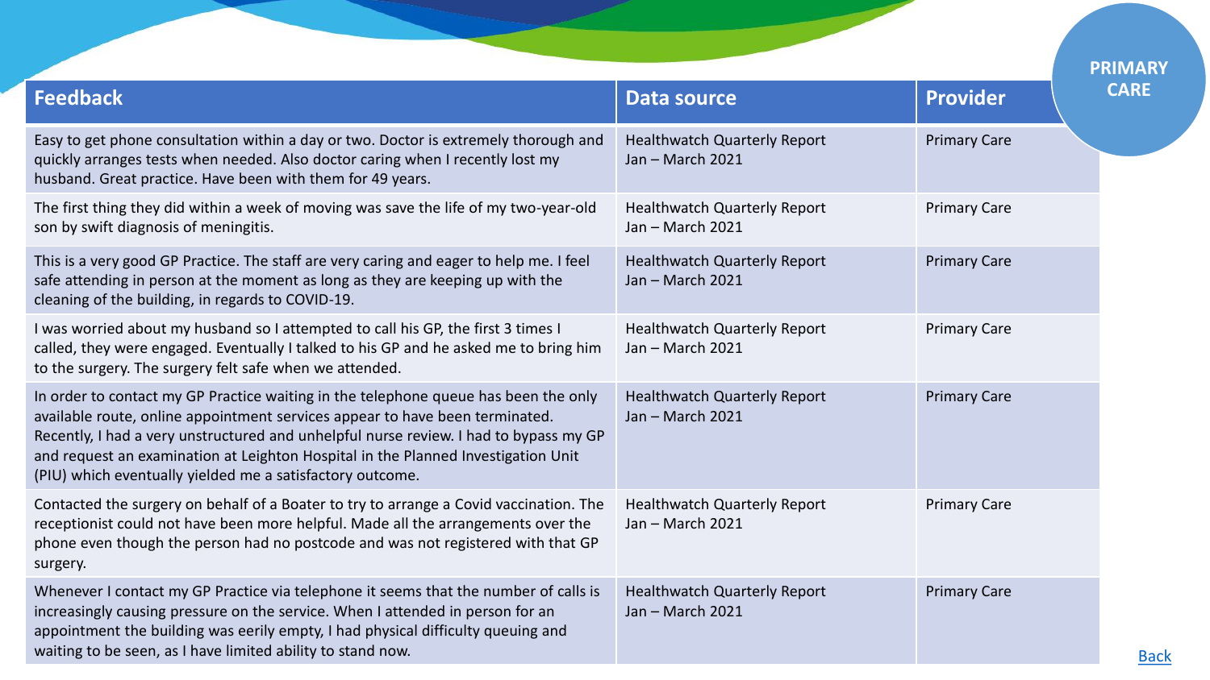# PRIMARY CARE

| Feedback | Data source | Provider |
|---|---|---|
| Easy to get phone consultation within a day or two. Doctor is extremely thorough and quickly arranges tests when needed. Also doctor caring when I recently lost my husband. Great practice. Have been with them for 49 years. | Healthwatch Quarterly Report Jan – March 2021 | Primary Care |
| The first thing they did within a week of moving was save the life of my two-year-old son by swift diagnosis of meningitis. | Healthwatch Quarterly Report Jan – March 2021 | Primary Care |
| This is a very good GP Practice. The staff are very caring and eager to help me. I feel safe attending in person at the moment as long as they are keeping up with the cleaning of the building, in regards to COVID-19. | Healthwatch Quarterly Report Jan – March 2021 | Primary Care |
| I was worried about my husband so I attempted to call his GP, the first 3 times I called, they were engaged. Eventually I talked to his GP and he asked me to bring him to the surgery. The surgery felt safe when we attended. | Healthwatch Quarterly Report Jan – March 2021 | Primary Care |
| In order to contact my GP Practice waiting in the telephone queue has been the only available route, online appointment services appear to have been terminated. Recently, I had a very unstructured and unhelpful nurse review. I had to bypass my GP and request an examination at Leighton Hospital in the Planned Investigation Unit (PIU) which eventually yielded me a satisfactory outcome. | Healthwatch Quarterly Report Jan – March 2021 | Primary Care |
| Contacted the surgery on behalf of a Boater to try to arrange a Covid vaccination. The receptionist could not have been more helpful. Made all the arrangements over the phone even though the person had no postcode and was not registered with that GP surgery. | Healthwatch Quarterly Report Jan – March 2021 | Primary Care |
| Whenever I contact my GP Practice via telephone it seems that the number of calls is increasingly causing pressure on the service. When I attended in person for an appointment the building was eerily empty, I had physical difficulty queuing and waiting to be seen, as I have limited ability to stand now. | Healthwatch Quarterly Report Jan – March 2021 | Primary Care |

Back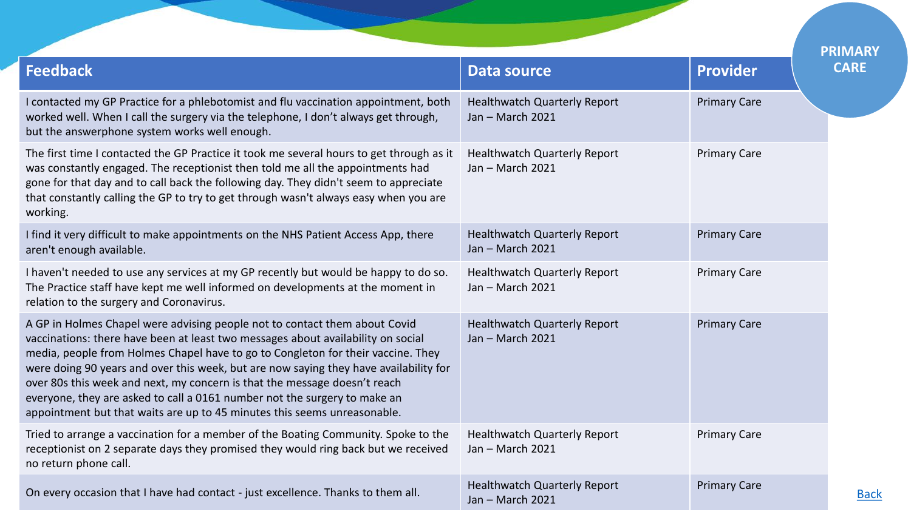# PRIMARY CARE

| Feedback | Data source | Provider |
| --- | --- | --- |
| I contacted my GP Practice for a phlebotomist and flu vaccination appointment, both worked well. When I call the surgery via the telephone, I don't always get through, but the answerphone system works well enough. | Healthwatch Quarterly Report Jan – March 2021 | Primary Care |
| The first time I contacted the GP Practice it took me several hours to get through as it was constantly engaged. The receptionist then told me all the appointments had gone for that day and to call back the following day. They didn't seem to appreciate that constantly calling the GP to try to get through wasn't always easy when you are working. | Healthwatch Quarterly Report Jan – March 2021 | Primary Care |
| I find it very difficult to make appointments on the NHS Patient Access App, there aren't enough available. | Healthwatch Quarterly Report Jan – March 2021 | Primary Care |
| I haven't needed to use any services at my GP recently but would be happy to do so. The Practice staff have kept me well informed on developments at the moment in relation to the surgery and Coronavirus. | Healthwatch Quarterly Report Jan – March 2021 | Primary Care |
| A GP in Holmes Chapel were advising people not to contact them about Covid vaccinations: there have been at least two messages about availability on social media, people from Holmes Chapel have to go to Congleton for their vaccine. They were doing 90 years and over this week, but are now saying they have availability for over 80s this week and next, my concern is that the message doesn't reach everyone, they are asked to call a 0161 number not the surgery to make an appointment but that waits are up to 45 minutes this seems unreasonable. | Healthwatch Quarterly Report Jan – March 2021 | Primary Care |
| Tried to arrange a vaccination for a member of the Boating Community. Spoke to the receptionist on 2 separate days they promised they would ring back but we received no return phone call. | Healthwatch Quarterly Report Jan – March 2021 | Primary Care |
| On every occasion that I have had contact - just excellence. Thanks to them all. | Healthwatch Quarterly Report Jan – March 2021 | Primary Care |

Back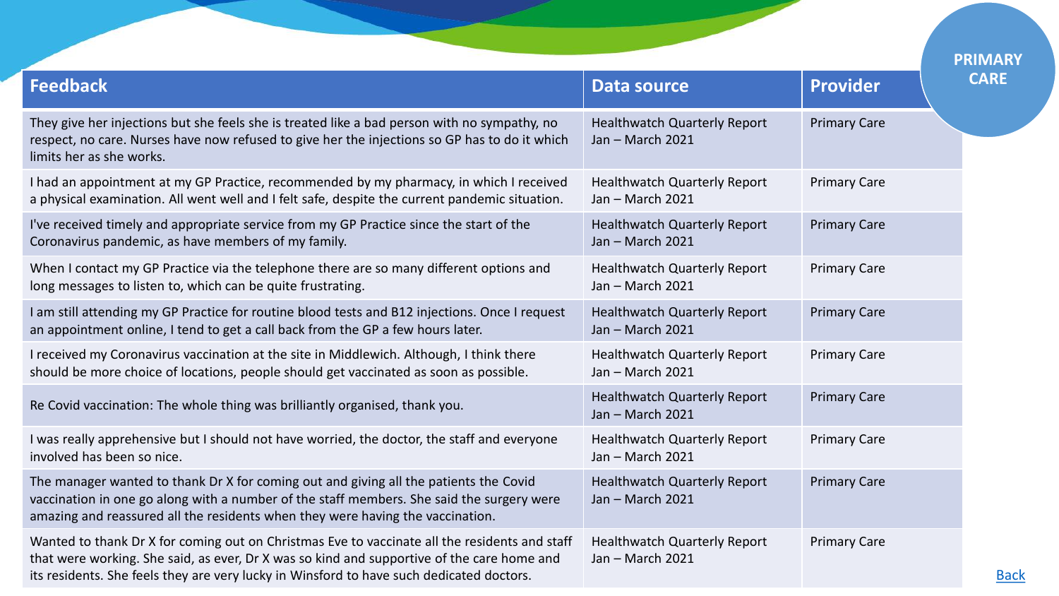PRIMARY CARE

| Feedback | Data source | Provider |
|---|---|---|
| They give her injections but she feels she is treated like a bad person with no sympathy, no respect, no care. Nurses have now refused to give her the injections so GP has to do it which limits her as she works. | Healthwatch Quarterly Report Jan – March 2021 | Primary Care |
| I had an appointment at my GP Practice, recommended by my pharmacy, in which I received a physical examination. All went well and I felt safe, despite the current pandemic situation. | Healthwatch Quarterly Report Jan – March 2021 | Primary Care |
| I've received timely and appropriate service from my GP Practice since the start of the Coronavirus pandemic, as have members of my family. | Healthwatch Quarterly Report Jan – March 2021 | Primary Care |
| When I contact my GP Practice via the telephone there are so many different options and long messages to listen to, which can be quite frustrating. | Healthwatch Quarterly Report Jan – March 2021 | Primary Care |
| I am still attending my GP Practice for routine blood tests and B12 injections. Once I request an appointment online, I tend to get a call back from the GP a few hours later. | Healthwatch Quarterly Report Jan – March 2021 | Primary Care |
| I received my Coronavirus vaccination at the site in Middlewich. Although, I think there should be more choice of locations, people should get vaccinated as soon as possible. | Healthwatch Quarterly Report Jan – March 2021 | Primary Care |
| Re Covid vaccination: The whole thing was brilliantly organised, thank you. | Healthwatch Quarterly Report Jan – March 2021 | Primary Care |
| I was really apprehensive but I should not have worried, the doctor, the staff and everyone involved has been so nice. | Healthwatch Quarterly Report Jan – March 2021 | Primary Care |
| The manager wanted to thank Dr X for coming out and giving all the patients the Covid vaccination in one go along with a number of the staff members. She said the surgery were amazing and reassured all the residents when they were having the vaccination. | Healthwatch Quarterly Report Jan – March 2021 | Primary Care |
| Wanted to thank Dr X for coming out on Christmas Eve to vaccinate all the residents and staff that were working. She said, as ever, Dr X was so kind and supportive of the care home and its residents. She feels they are very lucky in Winsford to have such dedicated doctors. | Healthwatch Quarterly Report Jan – March 2021 | Primary Care |

Back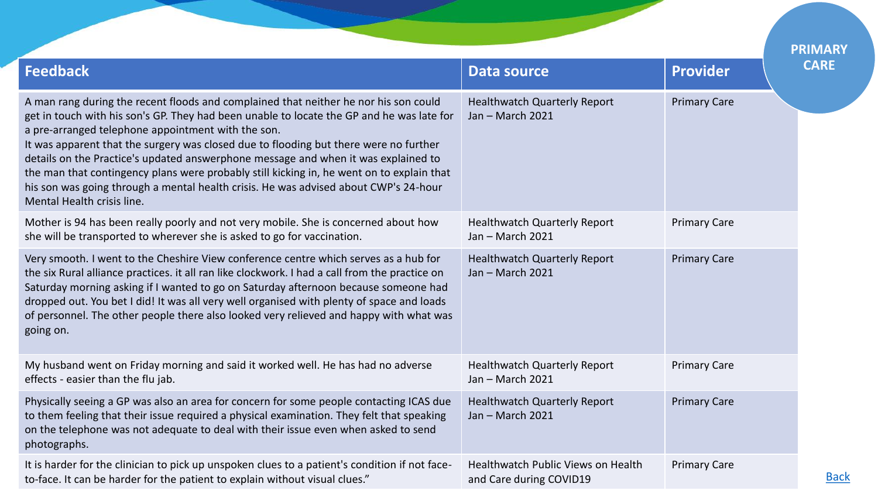PRIMARY CARE

| Feedback | Data source | Provider |
|---|---|---|
| A man rang during the recent floods and complained that neither he nor his son could get in touch with his son's GP. They had been unable to locate the GP and he was late for a pre-arranged telephone appointment with the son. It was apparent that the surgery was closed due to flooding but there were no further details on the Practice's updated answerphone message and when it was explained to the man that contingency plans were probably still kicking in, he went on to explain that his son was going through a mental health crisis. He was advised about CWP's 24-hour Mental Health crisis line. | Healthwatch Quarterly Report Jan – March 2021 | Primary Care |
| Mother is 94 has been really poorly and not very mobile. She is concerned about how she will be transported to wherever she is asked to go for vaccination. | Healthwatch Quarterly Report Jan – March 2021 | Primary Care |
| Very smooth. I went to the Cheshire View conference centre which serves as a hub for the six Rural alliance practices. it all ran like clockwork. I had a call from the practice on Saturday morning asking if I wanted to go on Saturday afternoon because someone had dropped out. You bet I did! It was all very well organised with plenty of space and loads of personnel. The other people there also looked very relieved and happy with what was going on. | Healthwatch Quarterly Report Jan – March 2021 | Primary Care |
| My husband went on Friday morning and said it worked well. He has had no adverse effects - easier than the flu jab. | Healthwatch Quarterly Report Jan – March 2021 | Primary Care |
| Physically seeing a GP was also an area for concern for some people contacting ICAS due to them feeling that their issue required a physical examination. They felt that speaking on the telephone was not adequate to deal with their issue even when asked to send photographs. | Healthwatch Quarterly Report Jan – March 2021 | Primary Care |
| It is harder for the clinician to pick up unspoken clues to a patient's condition if not face-to-face. It can be harder for the patient to explain without visual clues." | Healthwatch Public Views on Health and Care during COVID19 | Primary Care |

Back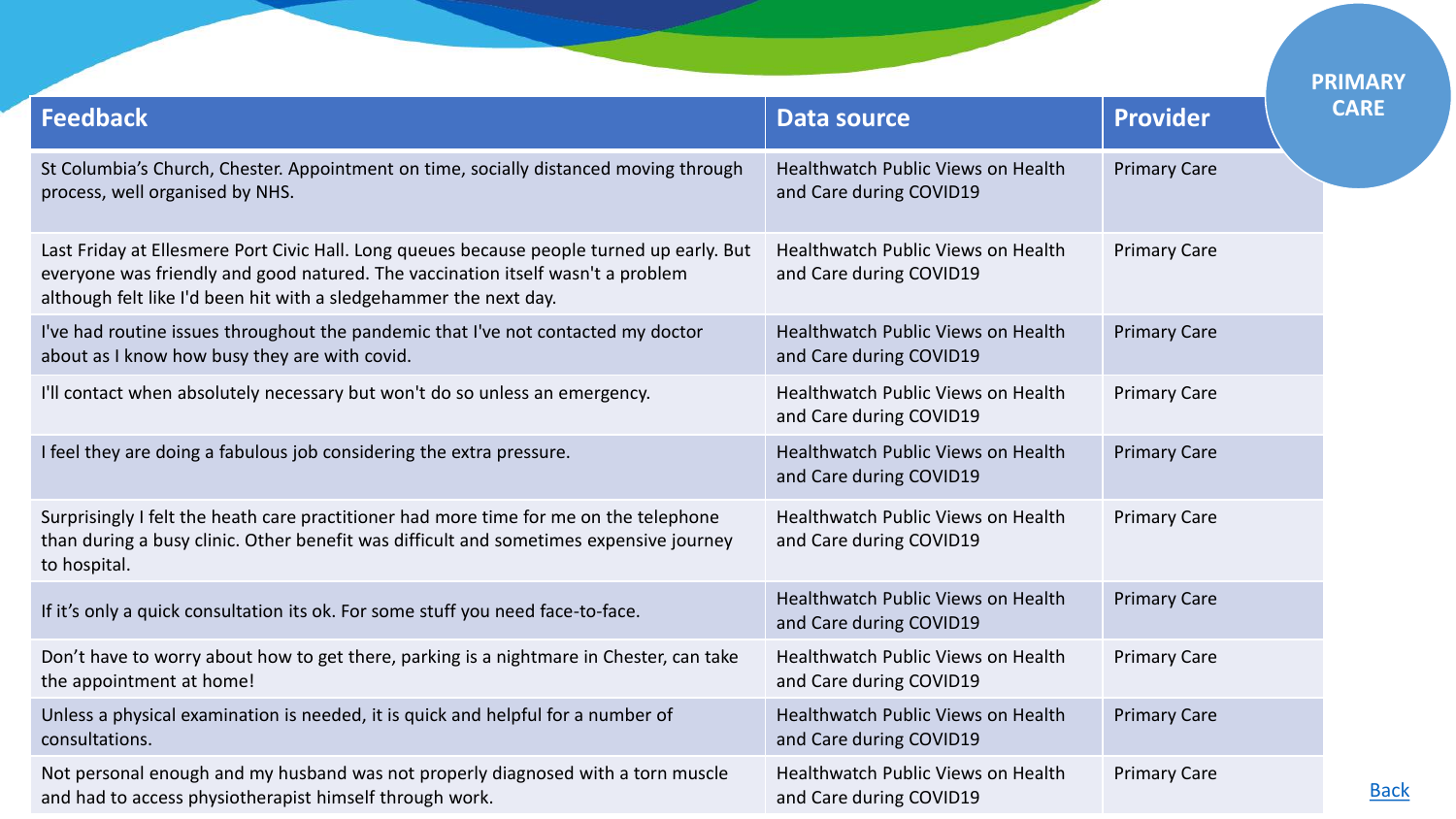# PRIMARY CARE

| Feedback | Data source | Provider |
|---|---|---|
| St Columbia's Church, Chester. Appointment on time, socially distanced moving through process, well organised by NHS. | Healthwatch Public Views on Health and Care during COVID19 | Primary Care |
| Last Friday at Ellesmere Port Civic Hall. Long queues because people turned up early. But everyone was friendly and good natured. The vaccination itself wasn't a problem although felt like I'd been hit with a sledgehammer the next day. | Healthwatch Public Views on Health and Care during COVID19 | Primary Care |
| I've had routine issues throughout the pandemic that I've not contacted my doctor about as I know how busy they are with covid. | Healthwatch Public Views on Health and Care during COVID19 | Primary Care |
| I'll contact when absolutely necessary but won't do so unless an emergency. | Healthwatch Public Views on Health and Care during COVID19 | Primary Care |
| I feel they are doing a fabulous job considering the extra pressure. | Healthwatch Public Views on Health and Care during COVID19 | Primary Care |
| Surprisingly I felt the heath care practitioner had more time for me on the telephone than during a busy clinic. Other benefit was difficult and sometimes expensive journey to hospital. | Healthwatch Public Views on Health and Care during COVID19 | Primary Care |
| If it's only a quick consultation its ok. For some stuff you need face-to-face. | Healthwatch Public Views on Health and Care during COVID19 | Primary Care |
| Don't have to worry about how to get there, parking is a nightmare in Chester, can take the appointment at home! | Healthwatch Public Views on Health and Care during COVID19 | Primary Care |
| Unless a physical examination is needed, it is quick and helpful for a number of consultations. | Healthwatch Public Views on Health and Care during COVID19 | Primary Care |
| Not personal enough and my husband was not properly diagnosed with a torn muscle and had to access physiotherapist himself through work. | Healthwatch Public Views on Health and Care during COVID19 | Primary Care |

Back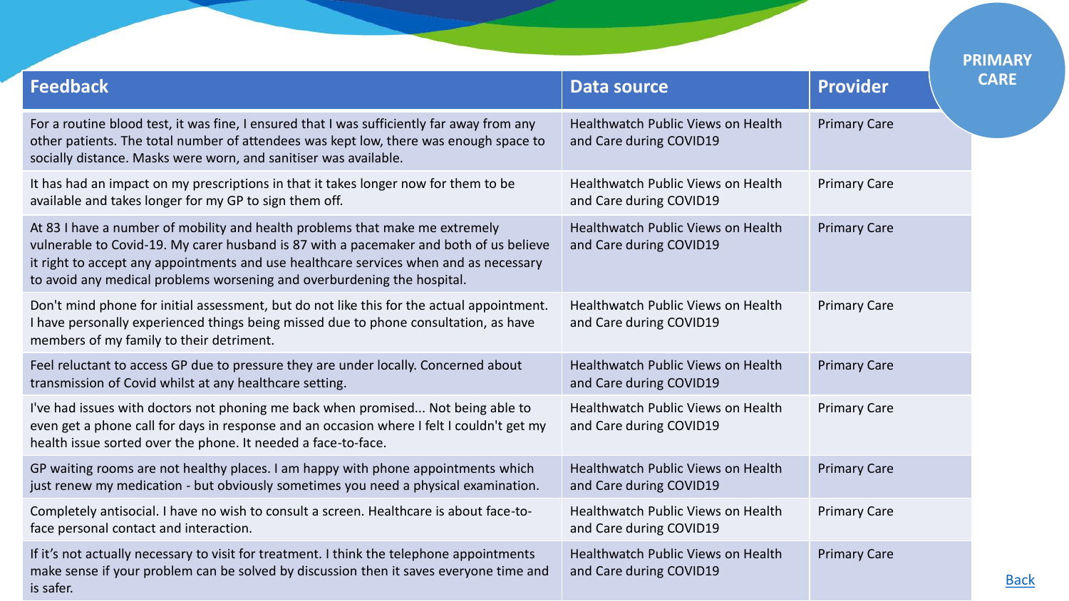PRIMARY CARE

| Feedback | Data source | Provider |
| --- | --- | --- |
| For a routine blood test, it was fine, I ensured that I was sufficiently far away from any other patients. The total number of attendees was kept low, there was enough space to socially distance. Masks were worn, and sanitiser was available. | Healthwatch Public Views on Health and Care during COVID19 | Primary Care |
| It has had an impact on my prescriptions in that it takes longer now for them to be available and takes longer for my GP to sign them off. | Healthwatch Public Views on Health and Care during COVID19 | Primary Care |
| At 83 I have a number of mobility and health problems that make me extremely vulnerable to Covid-19. My carer husband is 87 with a pacemaker and both of us believe it right to accept any appointments and use healthcare services when and as necessary to avoid any medical problems worsening and overburdening the hospital. | Healthwatch Public Views on Health and Care during COVID19 | Primary Care |
| Don't mind phone for initial assessment, but do not like this for the actual appointment. I have personally experienced things being missed due to phone consultation, as have members of my family to their detriment. | Healthwatch Public Views on Health and Care during COVID19 | Primary Care |
| Feel reluctant to access GP due to pressure they are under locally. Concerned about transmission of Covid whilst at any healthcare setting. | Healthwatch Public Views on Health and Care during COVID19 | Primary Care |
| I've had issues with doctors not phoning me back when promised... Not being able to even get a phone call for days in response and an occasion where I felt I couldn't get my health issue sorted over the phone. It needed a face-to-face. | Healthwatch Public Views on Health and Care during COVID19 | Primary Care |
| GP waiting rooms are not healthy places. I am happy with phone appointments which just renew my medication - but obviously sometimes you need a physical examination. | Healthwatch Public Views on Health and Care during COVID19 | Primary Care |
| Completely antisocial. I have no wish to consult a screen. Healthcare is about face-to-face personal contact and interaction. | Healthwatch Public Views on Health and Care during COVID19 | Primary Care |
| If it's not actually necessary to visit for treatment. I think the telephone appointments make sense if your problem can be solved by discussion then it saves everyone time and is safer. | Healthwatch Public Views on Health and Care during COVID19 | Primary Care |

Back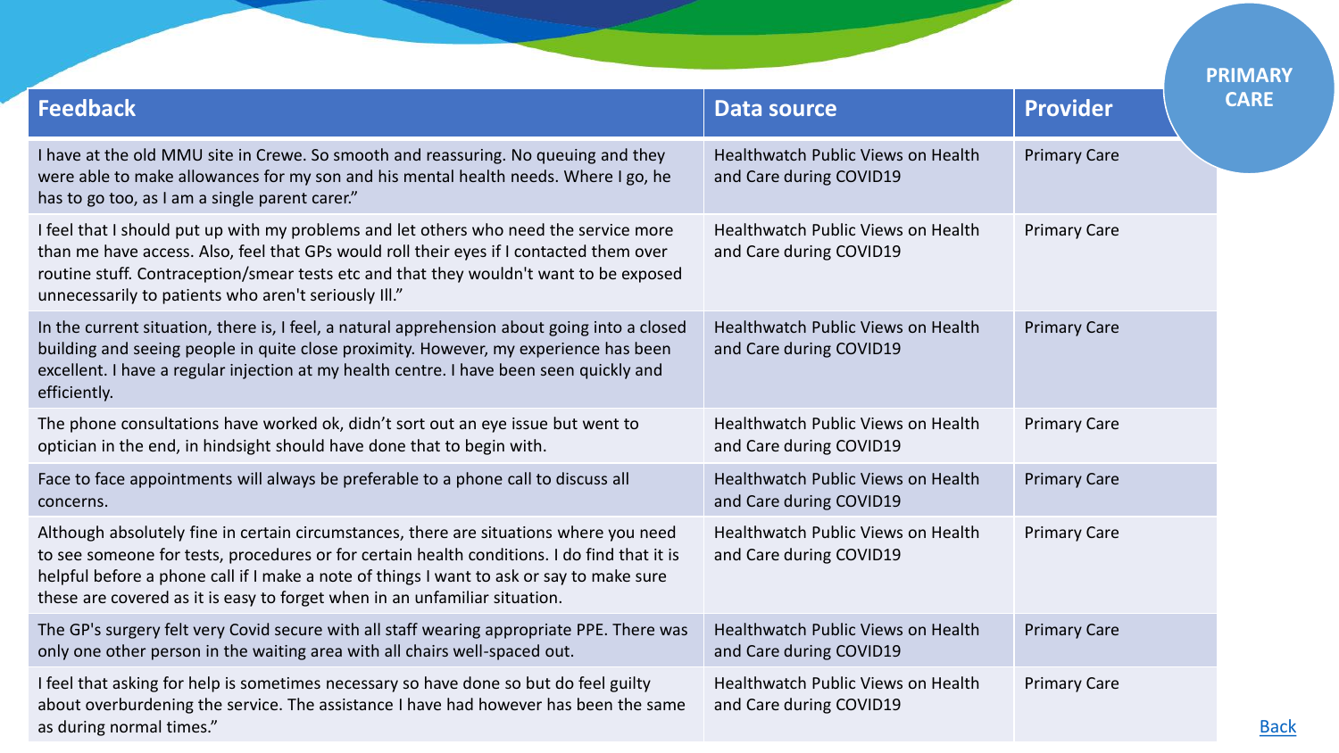PRIMARY CARE

| Feedback | Data source | Provider |
| --- | --- | --- |
| I have at the old MMU site in Crewe. So smooth and reassuring. No queuing and they were able to make allowances for my son and his mental health needs. Where I go, he has to go too, as I am a single parent carer." | Healthwatch Public Views on Health and Care during COVID19 | Primary Care |
| I feel that I should put up with my problems and let others who need the service more than me have access. Also, feel that GPs would roll their eyes if I contacted them over routine stuff. Contraception/smear tests etc and that they wouldn't want to be exposed unnecessarily to patients who aren't seriously Ill." | Healthwatch Public Views on Health and Care during COVID19 | Primary Care |
| In the current situation, there is, I feel, a natural apprehension about going into a closed building and seeing people in quite close proximity. However, my experience has been excellent. I have a regular injection at my health centre. I have been seen quickly and efficiently. | Healthwatch Public Views on Health and Care during COVID19 | Primary Care |
| The phone consultations have worked ok, didn't sort out an eye issue but went to optician in the end, in hindsight should have done that to begin with. | Healthwatch Public Views on Health and Care during COVID19 | Primary Care |
| Face to face appointments will always be preferable to a phone call to discuss all concerns. | Healthwatch Public Views on Health and Care during COVID19 | Primary Care |
| Although absolutely fine in certain circumstances, there are situations where you need to see someone for tests, procedures or for certain health conditions. I do find that it is helpful before a phone call if I make a note of things I want to ask or say to make sure these are covered as it is easy to forget when in an unfamiliar situation. | Healthwatch Public Views on Health and Care during COVID19 | Primary Care |
| The GP's surgery felt very Covid secure with all staff wearing appropriate PPE. There was only one other person in the waiting area with all chairs well-spaced out. | Healthwatch Public Views on Health and Care during COVID19 | Primary Care |
| I feel that asking for help is sometimes necessary so have done so but do feel guilty about overburdening the service. The assistance I have had however has been the same as during normal times." | Healthwatch Public Views on Health and Care during COVID19 | Primary Care |

Back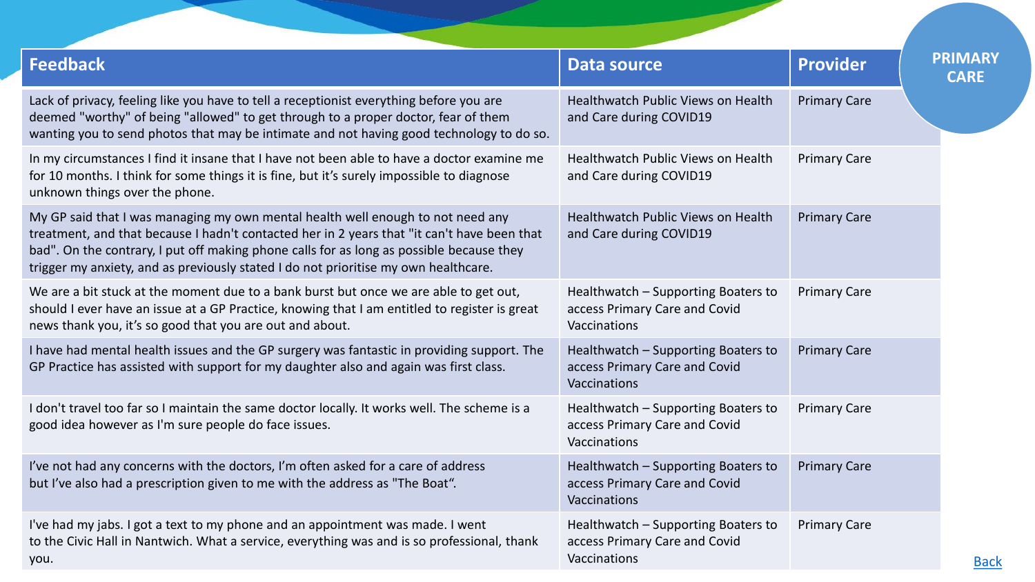PRIMARY CARE

| Feedback | Data source | Provider |
| --- | --- | --- |
| Lack of privacy, feeling like you have to tell a receptionist everything before you are deemed "worthy" of being "allowed" to get through to a proper doctor, fear of them wanting you to send photos that may be intimate and not having good technology to do so. | Healthwatch Public Views on Health and Care during COVID19 | Primary Care |
| In my circumstances I find it insane that I have not been able to have a doctor examine me for 10 months. I think for some things it is fine, but it's surely impossible to diagnose unknown things over the phone. | Healthwatch Public Views on Health and Care during COVID19 | Primary Care |
| My GP said that I was managing my own mental health well enough to not need any treatment, and that because I hadn't contacted her in 2 years that "it can't have been that bad". On the contrary, I put off making phone calls for as long as possible because they trigger my anxiety, and as previously stated I do not prioritise my own healthcare. | Healthwatch Public Views on Health and Care during COVID19 | Primary Care |
| We are a bit stuck at the moment due to a bank burst but once we are able to get out, should I ever have an issue at a GP Practice, knowing that I am entitled to register is great news thank you, it's so good that you are out and about. | Healthwatch – Supporting Boaters to access Primary Care and Covid Vaccinations | Primary Care |
| I have had mental health issues and the GP surgery was fantastic in providing support. The GP Practice has assisted with support for my daughter also and again was first class. | Healthwatch – Supporting Boaters to access Primary Care and Covid Vaccinations | Primary Care |
| I don't travel too far so I maintain the same doctor locally. It works well. The scheme is a good idea however as I'm sure people do face issues. | Healthwatch – Supporting Boaters to access Primary Care and Covid Vaccinations | Primary Care |
| I've not had any concerns with the doctors, I'm often asked for a care of address but I've also had a prescription given to me with the address as "The Boat". | Healthwatch – Supporting Boaters to access Primary Care and Covid Vaccinations | Primary Care |
| I've had my jabs. I got a text to my phone and an appointment was made. I went to the Civic Hall in Nantwich. What a service, everything was and is so professional, thank you. | Healthwatch – Supporting Boaters to access Primary Care and Covid Vaccinations | Primary Care |

Back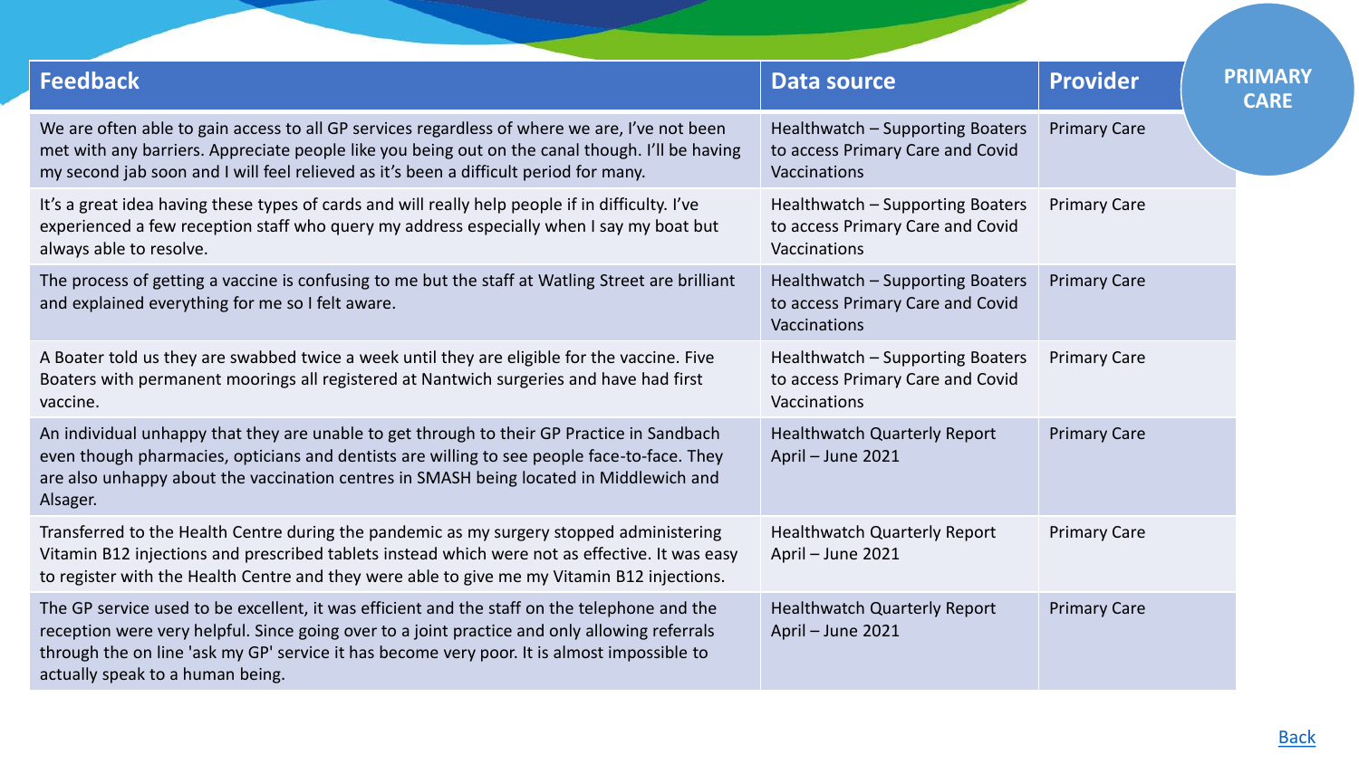# PRIMARY CARE

| Feedback | Data source | Provider |
|---|---|---|
| We are often able to gain access to all GP services regardless of where we are, I've not been met with any barriers. Appreciate people like you being out on the canal though. I'll be having my second jab soon and I will feel relieved as it's been a difficult period for many. | Healthwatch – Supporting Boaters to access Primary Care and Covid Vaccinations | Primary Care |
| It's a great idea having these types of cards and will really help people if in difficulty. I've experienced a few reception staff who query my address especially when I say my boat but always able to resolve. | Healthwatch – Supporting Boaters to access Primary Care and Covid Vaccinations | Primary Care |
| The process of getting a vaccine is confusing to me but the staff at Watling Street are brilliant and explained everything for me so I felt aware. | Healthwatch – Supporting Boaters to access Primary Care and Covid Vaccinations | Primary Care |
| A Boater told us they are swabbed twice a week until they are eligible for the vaccine. Five Boaters with permanent moorings all registered at Nantwich surgeries and have had first vaccine. | Healthwatch – Supporting Boaters to access Primary Care and Covid Vaccinations | Primary Care |
| An individual unhappy that they are unable to get through to their GP Practice in Sandbach even though pharmacies, opticians and dentists are willing to see people face-to-face. They are also unhappy about the vaccination centres in SMASH being located in Middlewich and Alsager. | Healthwatch Quarterly Report April – June 2021 | Primary Care |
| Transferred to the Health Centre during the pandemic as my surgery stopped administering Vitamin B12 injections and prescribed tablets instead which were not as effective. It was easy to register with the Health Centre and they were able to give me my Vitamin B12 injections. | Healthwatch Quarterly Report April – June 2021 | Primary Care |
| The GP service used to be excellent, it was efficient and the staff on the telephone and the reception were very helpful. Since going over to a joint practice and only allowing referrals through the on line 'ask my GP' service it has become very poor. It is almost impossible to actually speak to a human being. | Healthwatch Quarterly Report April – June 2021 | Primary Care |

Back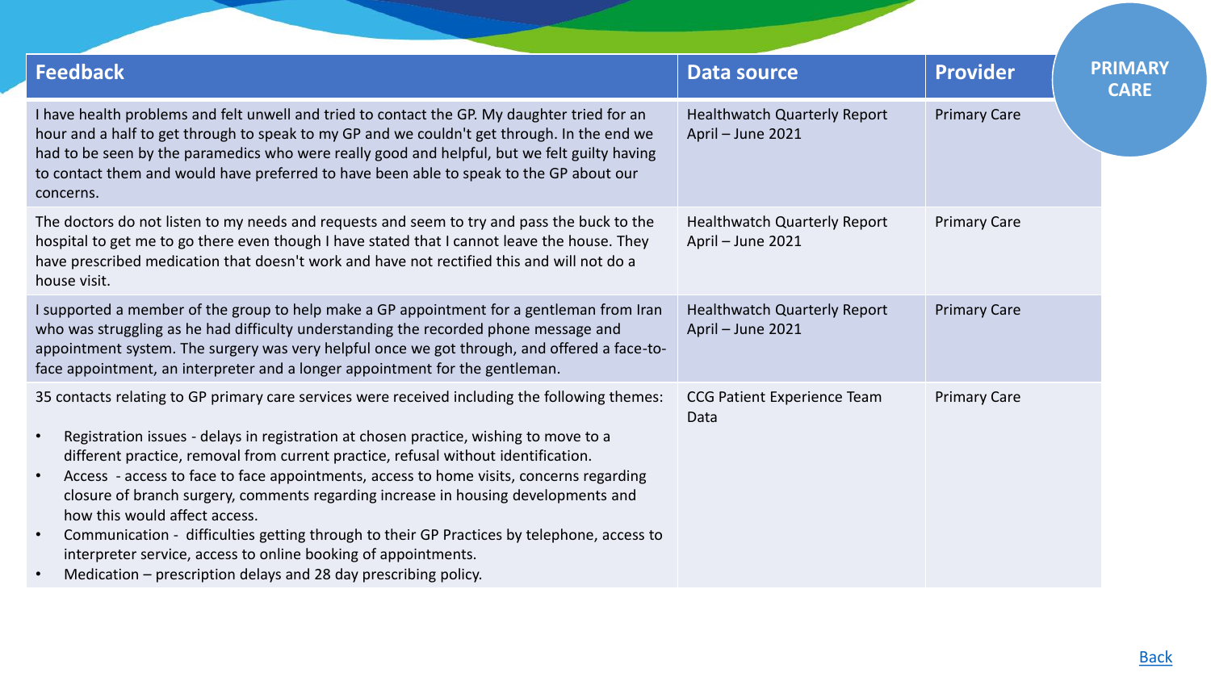## PRIMARY CARE

| Feedback | Data source | Provider |
|---|---|---|
| I have health problems and felt unwell and tried to contact the GP. My daughter tried for an hour and a half to get through to speak to my GP and we couldn't get through. In the end we had to be seen by the paramedics who were really good and helpful, but we felt guilty having to contact them and would have preferred to have been able to speak to the GP about our concerns. | Healthwatch Quarterly Report April – June 2021 | Primary Care |
| The doctors do not listen to my needs and requests and seem to try and pass the buck to the hospital to get me to go there even though I have stated that I cannot leave the house. They have prescribed medication that doesn't work and have not rectified this and will not do a house visit. | Healthwatch Quarterly Report April – June 2021 | Primary Care |
| I supported a member of the group to help make a GP appointment for a gentleman from Iran who was struggling as he had difficulty understanding the recorded phone message and appointment system. The surgery was very helpful once we got through, and offered a face-to-face appointment, an interpreter and a longer appointment for the gentleman. | Healthwatch Quarterly Report April – June 2021 | Primary Care |
| 35 contacts relating to GP primary care services were received including the following themes:<br>• Registration issues - delays in registration at chosen practice, wishing to move to a different practice, removal from current practice, refusal without identification.<br>• Access - access to face to face appointments, access to home visits, concerns regarding closure of branch surgery, comments regarding increase in housing developments and how this would affect access.<br>• Communication - difficulties getting through to their GP Practices by telephone, access to interpreter service, access to online booking of appointments.<br>• Medication – prescription delays and 28 day prescribing policy. | CCG Patient Experience Team Data | Primary Care |

Back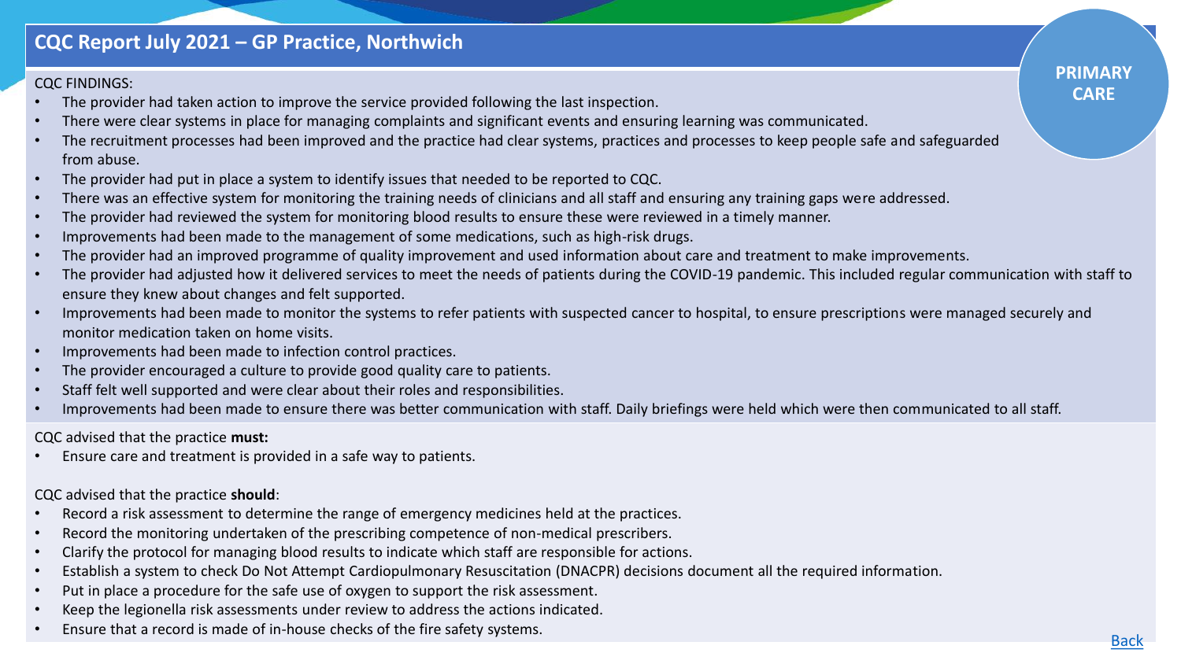## CQC Report July 2021 – GP Practice, Northwich

**PRIMARY CARE**

CQC FINDINGS:

- The provider had taken action to improve the service provided following the last inspection.
- There were clear systems in place for managing complaints and significant events and ensuring learning was communicated.
- The recruitment processes had been improved and the practice had clear systems, practices and processes to keep people safe and safeguarded from abuse.
- The provider had put in place a system to identify issues that needed to be reported to CQC.
- There was an effective system for monitoring the training needs of clinicians and all staff and ensuring any training gaps were addressed.
- The provider had reviewed the system for monitoring blood results to ensure these were reviewed in a timely manner.
- Improvements had been made to the management of some medications, such as high-risk drugs.
- The provider had an improved programme of quality improvement and used information about care and treatment to make improvements.
- The provider had adjusted how it delivered services to meet the needs of patients during the COVID-19 pandemic. This included regular communication with staff to ensure they knew about changes and felt supported.
- Improvements had been made to monitor the systems to refer patients with suspected cancer to hospital, to ensure prescriptions were managed securely and monitor medication taken on home visits.
- Improvements had been made to infection control practices.
- The provider encouraged a culture to provide good quality care to patients.
- Staff felt well supported and were clear about their roles and responsibilities.
- Improvements had been made to ensure there was better communication with staff. Daily briefings were held which were then communicated to all staff.

CQC advised that the practice **must:**

- Ensure care and treatment is provided in a safe way to patients.

CQC advised that the practice **should**:

- Record a risk assessment to determine the range of emergency medicines held at the practices.
- Record the monitoring undertaken of the prescribing competence of non-medical prescribers.
- Clarify the protocol for managing blood results to indicate which staff are responsible for actions.
- Establish a system to check Do Not Attempt Cardiopulmonary Resuscitation (DNACPR) decisions document all the required information.
- Put in place a procedure for the safe use of oxygen to support the risk assessment.
- Keep the legionella risk assessments under review to address the actions indicated.
- Ensure that a record is made of in-house checks of the fire safety systems.

Back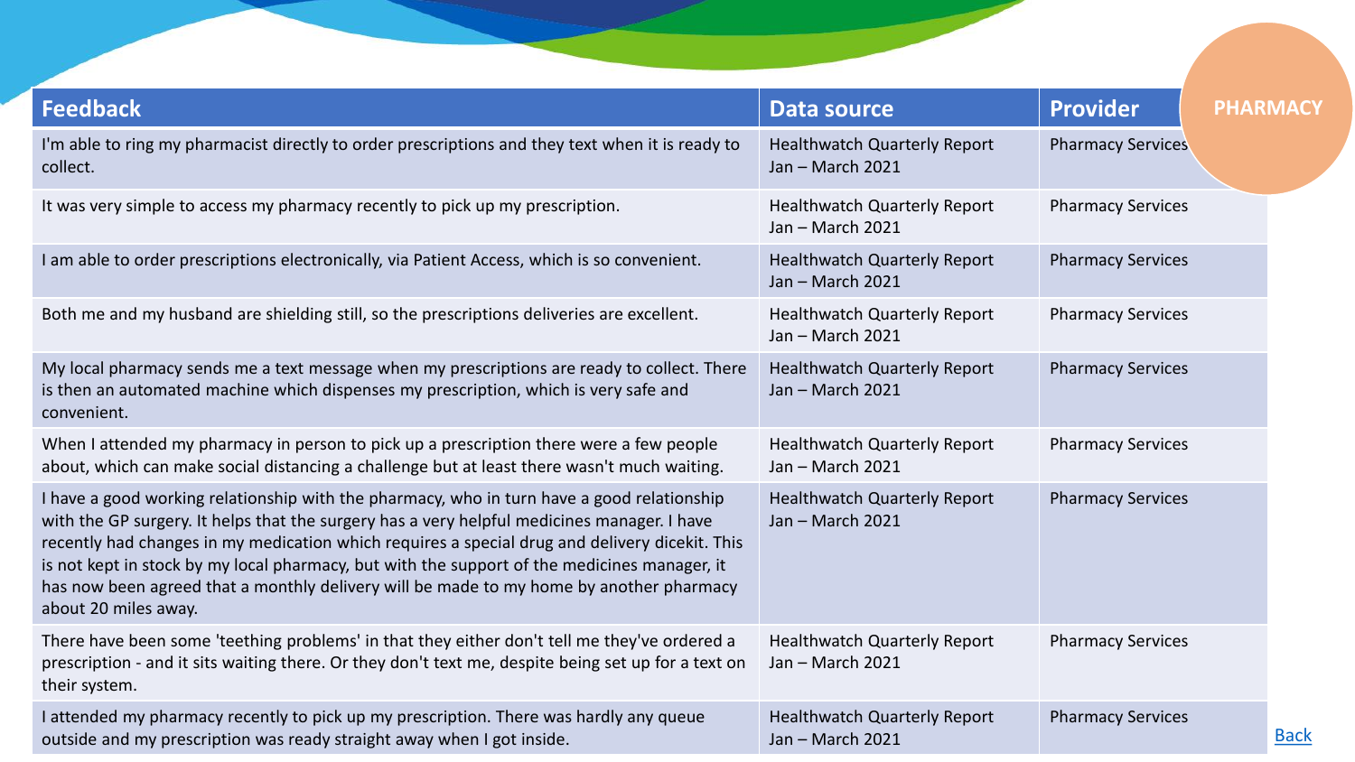PHARMACY

| Feedback | Data source | Provider |
|---|---|---|
| I'm able to ring my pharmacist directly to order prescriptions and they text when it is ready to collect. | Healthwatch Quarterly Report Jan – March 2021 | Pharmacy Services |
| It was very simple to access my pharmacy recently to pick up my prescription. | Healthwatch Quarterly Report Jan – March 2021 | Pharmacy Services |
| I am able to order prescriptions electronically, via Patient Access, which is so convenient. | Healthwatch Quarterly Report Jan – March 2021 | Pharmacy Services |
| Both me and my husband are shielding still, so the prescriptions deliveries are excellent. | Healthwatch Quarterly Report Jan – March 2021 | Pharmacy Services |
| My local pharmacy sends me a text message when my prescriptions are ready to collect. There is then an automated machine which dispenses my prescription, which is very safe and convenient. | Healthwatch Quarterly Report Jan – March 2021 | Pharmacy Services |
| When I attended my pharmacy in person to pick up a prescription there were a few people about, which can make social distancing a challenge but at least there wasn't much waiting. | Healthwatch Quarterly Report Jan – March 2021 | Pharmacy Services |
| I have a good working relationship with the pharmacy, who in turn have a good relationship with the GP surgery. It helps that the surgery has a very helpful medicines manager. I have recently had changes in my medication which requires a special drug and delivery dicekit. This is not kept in stock by my local pharmacy, but with the support of the medicines manager, it has now been agreed that a monthly delivery will be made to my home by another pharmacy about 20 miles away. | Healthwatch Quarterly Report Jan – March 2021 | Pharmacy Services |
| There have been some 'teething problems' in that they either don't tell me they've ordered a prescription - and it sits waiting there. Or they don't text me, despite being set up for a text on their system. | Healthwatch Quarterly Report Jan – March 2021 | Pharmacy Services |
| I attended my pharmacy recently to pick up my prescription. There was hardly any queue outside and my prescription was ready straight away when I got inside. | Healthwatch Quarterly Report Jan – March 2021 | Pharmacy Services |

Back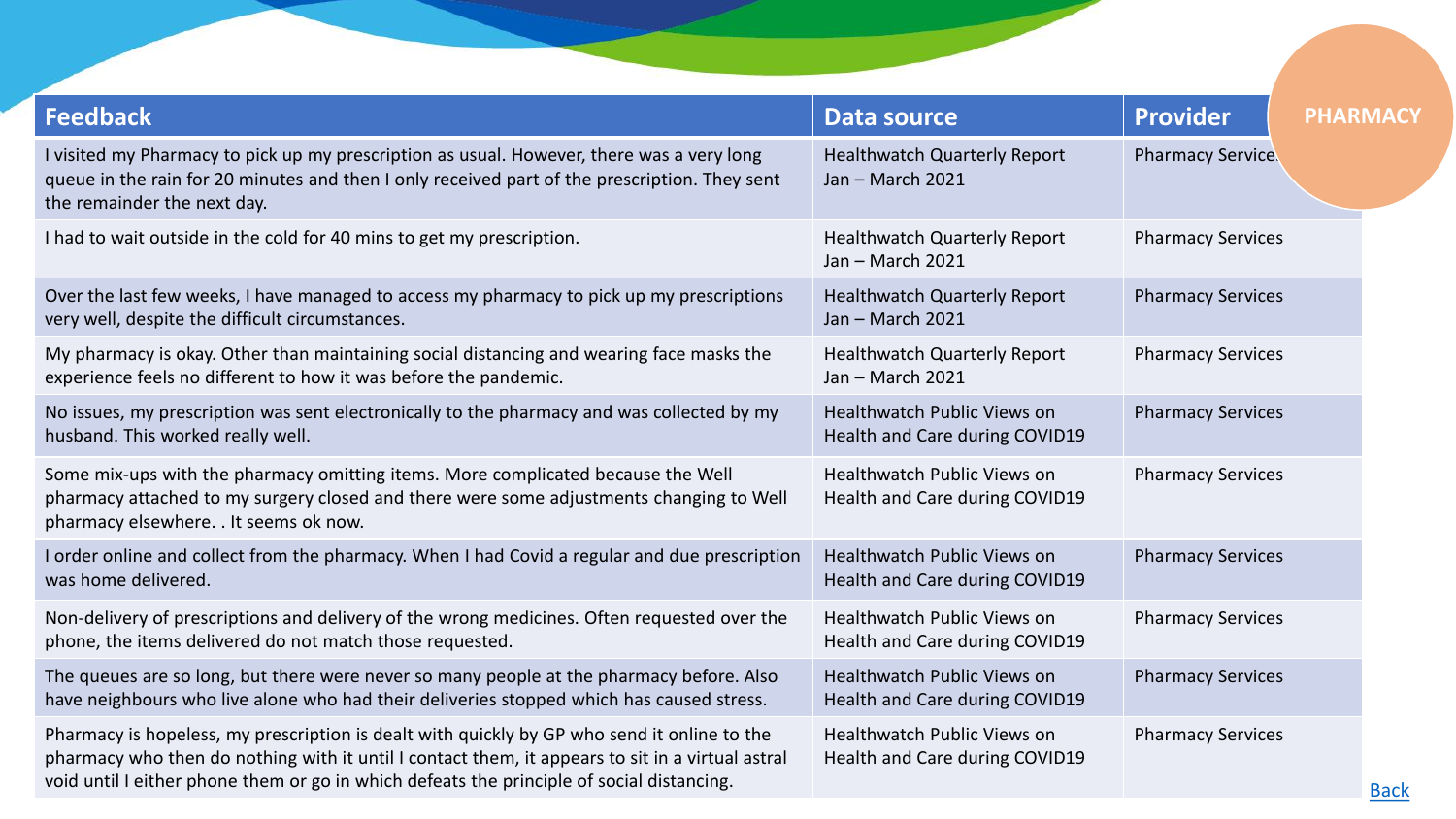PHARMACY

| Feedback | Data source | Provider |
|---|---|---|
| I visited my Pharmacy to pick up my prescription as usual. However, there was a very long queue in the rain for 20 minutes and then I only received part of the prescription. They sent the remainder the next day. | Healthwatch Quarterly Report Jan – March 2021 | Pharmacy Services |
| I had to wait outside in the cold for 40 mins to get my prescription. | Healthwatch Quarterly Report Jan – March 2021 | Pharmacy Services |
| Over the last few weeks, I have managed to access my pharmacy to pick up my prescriptions very well, despite the difficult circumstances. | Healthwatch Quarterly Report Jan – March 2021 | Pharmacy Services |
| My pharmacy is okay. Other than maintaining social distancing and wearing face masks the experience feels no different to how it was before the pandemic. | Healthwatch Quarterly Report Jan – March 2021 | Pharmacy Services |
| No issues, my prescription was sent electronically to the pharmacy and was collected by my husband. This worked really well. | Healthwatch Public Views on Health and Care during COVID19 | Pharmacy Services |
| Some mix-ups with the pharmacy omitting items. More complicated because the Well pharmacy attached to my surgery closed and there were some adjustments changing to Well pharmacy elsewhere. . It seems ok now. | Healthwatch Public Views on Health and Care during COVID19 | Pharmacy Services |
| I order online and collect from the pharmacy. When I had Covid a regular and due prescription was home delivered. | Healthwatch Public Views on Health and Care during COVID19 | Pharmacy Services |
| Non-delivery of prescriptions and delivery of the wrong medicines. Often requested over the phone, the items delivered do not match those requested. | Healthwatch Public Views on Health and Care during COVID19 | Pharmacy Services |
| The queues are so long, but there were never so many people at the pharmacy before. Also have neighbours who live alone who had their deliveries stopped which has caused stress. | Healthwatch Public Views on Health and Care during COVID19 | Pharmacy Services |
| Pharmacy is hopeless, my prescription is dealt with quickly by GP who send it online to the pharmacy who then do nothing with it until I contact them, it appears to sit in a virtual astral void until I either phone them or go in which defeats the principle of social distancing. | Healthwatch Public Views on Health and Care during COVID19 | Pharmacy Services |

Back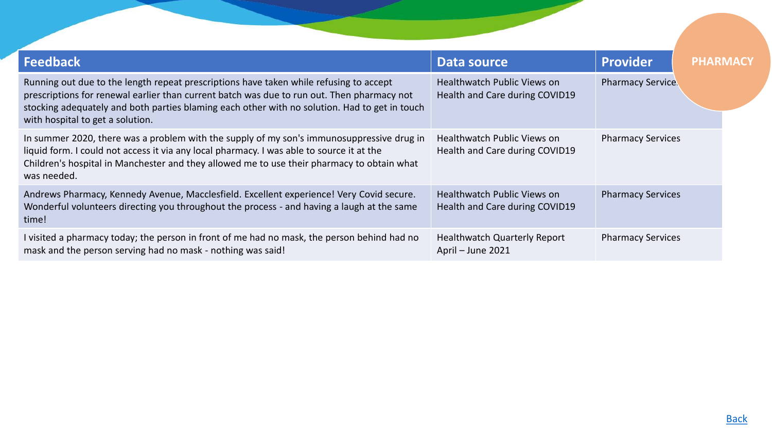PHARMACY

| Feedback | Data source | Provider |
|---|---|---|
| Running out due to the length repeat prescriptions have taken while refusing to accept prescriptions for renewal earlier than current batch was due to run out. Then pharmacy not stocking adequately and both parties blaming each other with no solution. Had to get in touch with hospital to get a solution. | Healthwatch Public Views on Health and Care during COVID19 | Pharmacy Services |
| In summer 2020, there was a problem with the supply of my son's immunosuppressive drug in liquid form. I could not access it via any local pharmacy. I was able to source it at the Children's hospital in Manchester and they allowed me to use their pharmacy to obtain what was needed. | Healthwatch Public Views on Health and Care during COVID19 | Pharmacy Services |
| Andrews Pharmacy, Kennedy Avenue, Macclesfield. Excellent experience! Very Covid secure. Wonderful volunteers directing you throughout the process - and having a laugh at the same time! | Healthwatch Public Views on Health and Care during COVID19 | Pharmacy Services |
| I visited a pharmacy today; the person in front of me had no mask, the person behind had no mask and the person serving had no mask - nothing was said! | Healthwatch Quarterly Report April – June 2021 | Pharmacy Services |

Back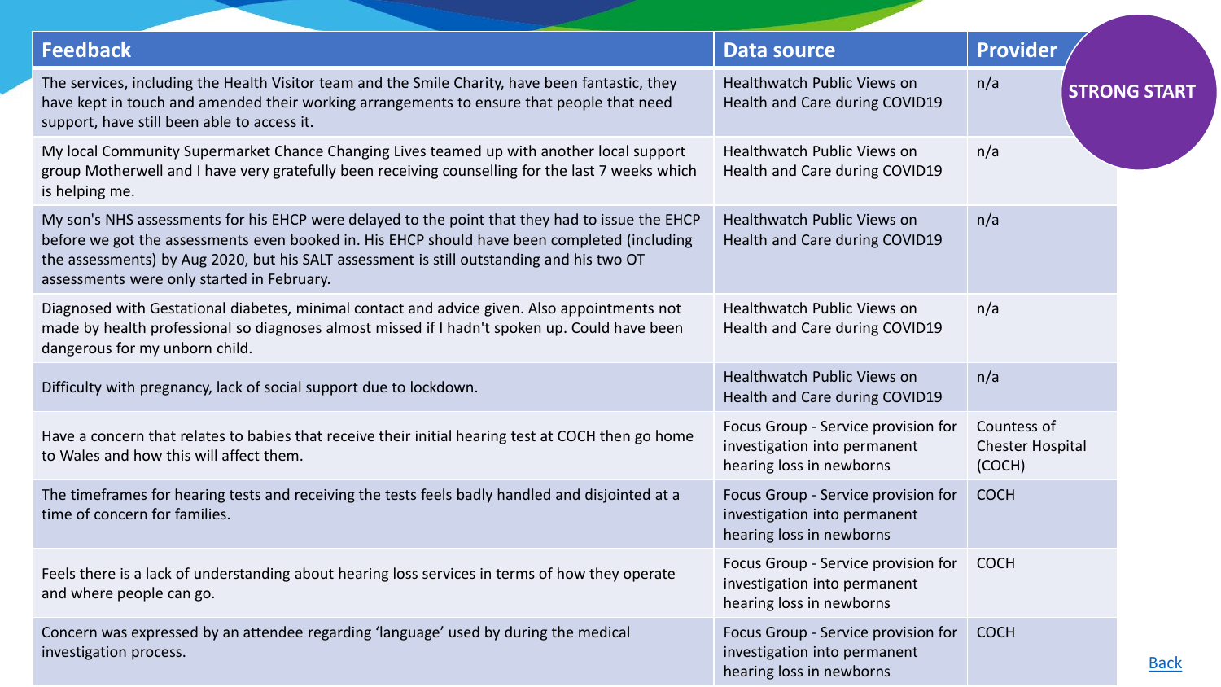STRONG START

| Feedback | Data source | Provider |
| --- | --- | --- |
| The services, including the Health Visitor team and the Smile Charity, have been fantastic, they have kept in touch and amended their working arrangements to ensure that people that need support, have still been able to access it. | Healthwatch Public Views on Health and Care during COVID19 | n/a |
| My local Community Supermarket Chance Changing Lives teamed up with another local support group Motherwell and I have very gratefully been receiving counselling for the last 7 weeks which is helping me. | Healthwatch Public Views on Health and Care during COVID19 | n/a |
| My son's NHS assessments for his EHCP were delayed to the point that they had to issue the EHCP before we got the assessments even booked in. His EHCP should have been completed (including the assessments) by Aug 2020, but his SALT assessment is still outstanding and his two OT assessments were only started in February. | Healthwatch Public Views on Health and Care during COVID19 | n/a |
| Diagnosed with Gestational diabetes, minimal contact and advice given. Also appointments not made by health professional so diagnoses almost missed if I hadn't spoken up. Could have been dangerous for my unborn child. | Healthwatch Public Views on Health and Care during COVID19 | n/a |
| Difficulty with pregnancy, lack of social support due to lockdown. | Healthwatch Public Views on Health and Care during COVID19 | n/a |
| Have a concern that relates to babies that receive their initial hearing test at COCH then go home to Wales and how this will affect them. | Focus Group - Service provision for investigation into permanent hearing loss in newborns | Countess of Chester Hospital (COCH) |
| The timeframes for hearing tests and receiving the tests feels badly handled and disjointed at a time of concern for families. | Focus Group - Service provision for investigation into permanent hearing loss in newborns | COCH |
| Feels there is a lack of understanding about hearing loss services in terms of how they operate and where people can go. | Focus Group - Service provision for investigation into permanent hearing loss in newborns | COCH |
| Concern was expressed by an attendee regarding 'language' used by during the medical investigation process. | Focus Group - Service provision for investigation into permanent hearing loss in newborns | COCH |

Back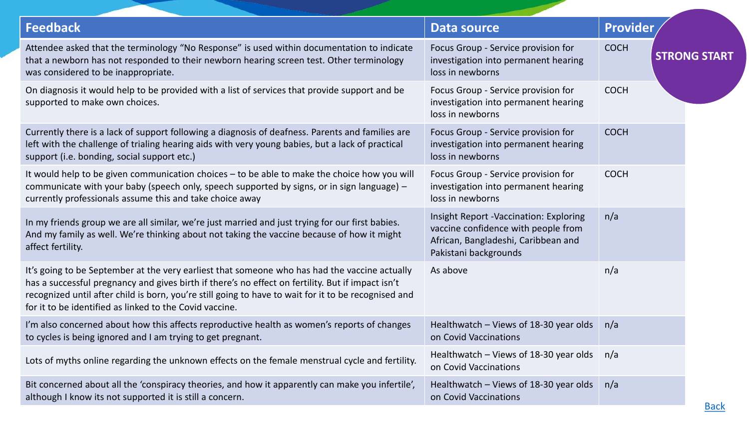**STRONG START**

| Feedback | Data source | Provider |
|---|---|---|
| Attendee asked that the terminology "No Response" is used within documentation to indicate that a newborn has not responded to their newborn hearing screen test. Other terminology was considered to be inappropriate. | Focus Group - Service provision for investigation into permanent hearing loss in newborns | COCH |
| On diagnosis it would help to be provided with a list of services that provide support and be supported to make own choices. | Focus Group - Service provision for investigation into permanent hearing loss in newborns | COCH |
| Currently there is a lack of support following a diagnosis of deafness. Parents and families are left with the challenge of trialing hearing aids with very young babies, but a lack of practical support (i.e. bonding, social support etc.) | Focus Group - Service provision for investigation into permanent hearing loss in newborns | COCH |
| It would help to be given communication choices – to be able to make the choice how you will communicate with your baby (speech only, speech supported by signs, or in sign language) – currently professionals assume this and take choice away | Focus Group - Service provision for investigation into permanent hearing loss in newborns | COCH |
| In my friends group we are all similar, we're just married and just trying for our first babies. And my family as well. We're thinking about not taking the vaccine because of how it might affect fertility. | Insight Report -Vaccination: Exploring vaccine confidence with people from African, Bangladeshi, Caribbean and Pakistani backgrounds | n/a |
| It's going to be September at the very earliest that someone who has had the vaccine actually has a successful pregnancy and gives birth if there's no effect on fertility. But if impact isn't recognized until after child is born, you're still going to have to wait for it to be recognised and for it to be identified as linked to the Covid vaccine. | As above | n/a |
| I'm also concerned about how this affects reproductive health as women's reports of changes to cycles is being ignored and I am trying to get pregnant. | Healthwatch – Views of 18-30 year olds on Covid Vaccinations | n/a |
| Lots of myths online regarding the unknown effects on the female menstrual cycle and fertility. | Healthwatch – Views of 18-30 year olds on Covid Vaccinations | n/a |
| Bit concerned about all the 'conspiracy theories, and how it apparently can make you infertile', although I know its not supported it is still a concern. | Healthwatch – Views of 18-30 year olds on Covid Vaccinations | n/a |

Back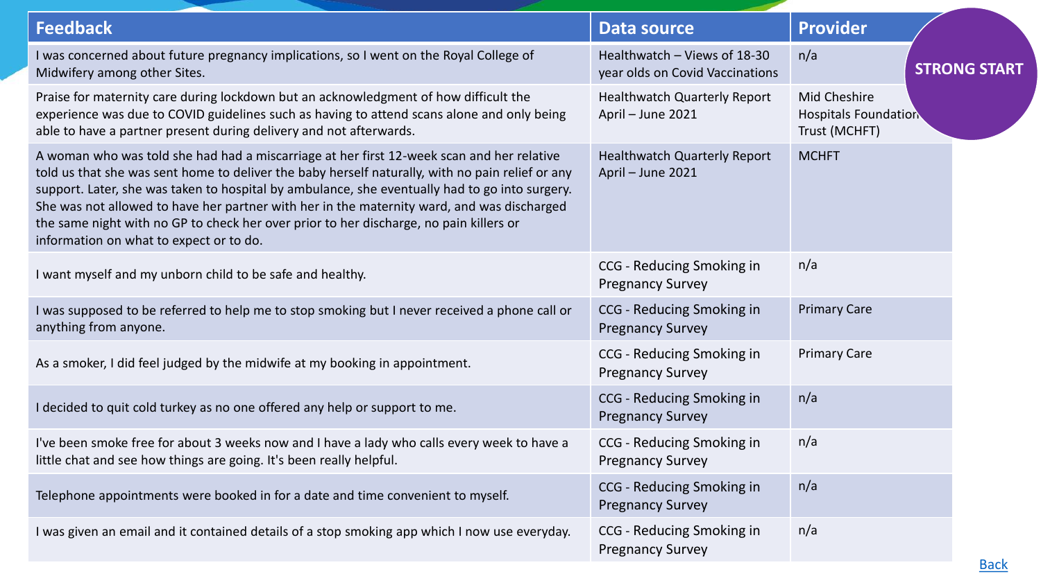STRONG START

| Feedback | Data source | Provider |
|---|---|---|
| I was concerned about future pregnancy implications, so I went on the Royal College of Midwifery among other Sites. | Healthwatch – Views of 18-30 year olds on Covid Vaccinations | n/a |
| Praise for maternity care during lockdown but an acknowledgment of how difficult the experience was due to COVID guidelines such as having to attend scans alone and only being able to have a partner present during delivery and not afterwards. | Healthwatch Quarterly Report April – June 2021 | Mid Cheshire Hospitals Foundation Trust (MCHFT) |
| A woman who was told she had had a miscarriage at her first 12-week scan and her relative told us that she was sent home to deliver the baby herself naturally, with no pain relief or any support. Later, she was taken to hospital by ambulance, she eventually had to go into surgery. She was not allowed to have her partner with her in the maternity ward, and was discharged the same night with no GP to check her over prior to her discharge, no pain killers or information on what to expect or to do. | Healthwatch Quarterly Report April – June 2021 | MCHFT |
| I want myself and my unborn child to be safe and healthy. | CCG - Reducing Smoking in Pregnancy Survey | n/a |
| I was supposed to be referred to help me to stop smoking but I never received a phone call or anything from anyone. | CCG - Reducing Smoking in Pregnancy Survey | Primary Care |
| As a smoker, I did feel judged by the midwife at my booking in appointment. | CCG - Reducing Smoking in Pregnancy Survey | Primary Care |
| I decided to quit cold turkey as no one offered any help or support to me. | CCG - Reducing Smoking in Pregnancy Survey | n/a |
| I've been smoke free for about 3 weeks now and I have a lady who calls every week to have a little chat and see how things are going. It's been really helpful. | CCG - Reducing Smoking in Pregnancy Survey | n/a |
| Telephone appointments were booked in for a date and time convenient to myself. | CCG - Reducing Smoking in Pregnancy Survey | n/a |
| I was given an email and it contained details of a stop smoking app which I now use everyday. | CCG - Reducing Smoking in Pregnancy Survey | n/a |

Back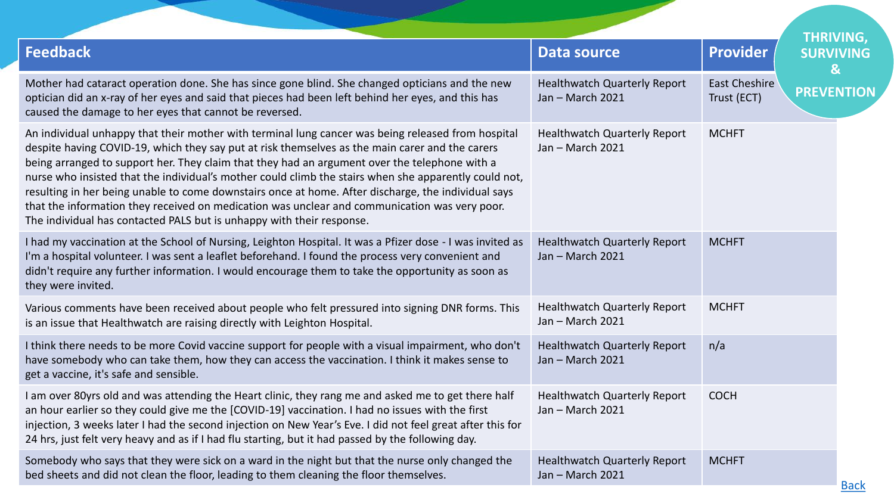THRIVING, SURVIVING & PREVENTION

| Feedback | Data source | Provider |
| --- | --- | --- |
| Mother had cataract operation done. She has since gone blind. She changed opticians and the new optician did an x-ray of her eyes and said that pieces had been left behind her eyes, and this has caused the damage to her eyes that cannot be reversed. | Healthwatch Quarterly Report Jan – March 2021 | East Cheshire Trust (ECT) |
| An individual unhappy that their mother with terminal lung cancer was being released from hospital despite having COVID-19, which they say put at risk themselves as the main carer and the carers being arranged to support her. They claim that they had an argument over the telephone with a nurse who insisted that the individual's mother could climb the stairs when she apparently could not, resulting in her being unable to come downstairs once at home. After discharge, the individual says that the information they received on medication was unclear and communication was very poor. The individual has contacted PALS but is unhappy with their response. | Healthwatch Quarterly Report Jan – March 2021 | MCHFT |
| I had my vaccination at the School of Nursing, Leighton Hospital. It was a Pfizer dose - I was invited as I'm a hospital volunteer. I was sent a leaflet beforehand. I found the process very convenient and didn't require any further information. I would encourage them to take the opportunity as soon as they were invited. | Healthwatch Quarterly Report Jan – March 2021 | MCHFT |
| Various comments have been received about people who felt pressured into signing DNR forms. This is an issue that Healthwatch are raising directly with Leighton Hospital. | Healthwatch Quarterly Report Jan – March 2021 | MCHFT |
| I think there needs to be more Covid vaccine support for people with a visual impairment, who don't have somebody who can take them, how they can access the vaccination. I think it makes sense to get a vaccine, it's safe and sensible. | Healthwatch Quarterly Report Jan – March 2021 | n/a |
| I am over 80yrs old and was attending the Heart clinic, they rang me and asked me to get there half an hour earlier so they could give me the [COVID-19] vaccination. I had no issues with the first injection, 3 weeks later I had the second injection on New Year's Eve. I did not feel great after this for 24 hrs, just felt very heavy and as if I had flu starting, but it had passed by the following day. | Healthwatch Quarterly Report Jan – March 2021 | COCH |
| Somebody who says that they were sick on a ward in the night but that the nurse only changed the bed sheets and did not clean the floor, leading to them cleaning the floor themselves. | Healthwatch Quarterly Report Jan – March 2021 | MCHFT |

Back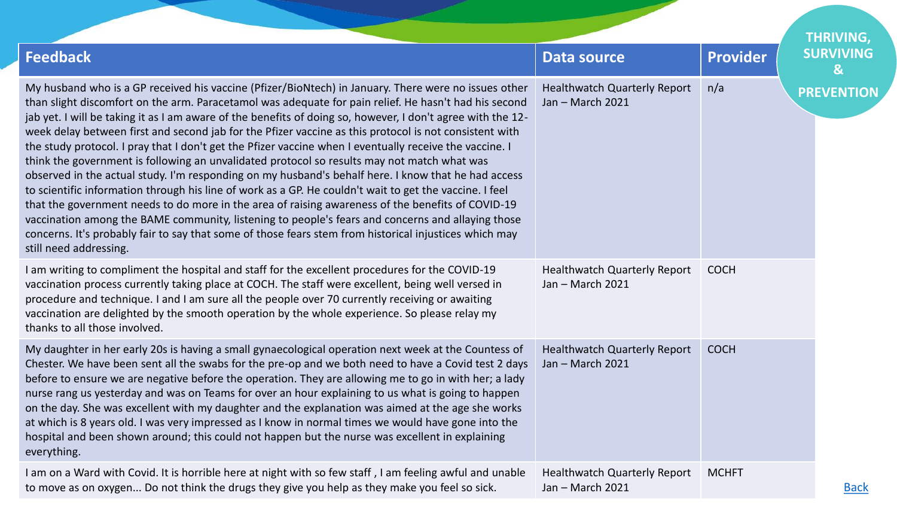THRIVING, SURVIVING & PREVENTION

| Feedback | Data source | Provider |
| --- | --- | --- |
| My husband who is a GP received his vaccine (Pfizer/BioNtech) in January. There were no issues other than slight discomfort on the arm. Paracetamol was adequate for pain relief. He hasn't had his second jab yet. I will be taking it as I am aware of the benefits of doing so, however, I don't agree with the 12-week delay between first and second jab for the Pfizer vaccine as this protocol is not consistent with the study protocol. I pray that I don't get the Pfizer vaccine when I eventually receive the vaccine. I think the government is following an unvalidated protocol so results may not match what was observed in the actual study. I'm responding on my husband's behalf here. I know that he had access to scientific information through his line of work as a GP. He couldn't wait to get the vaccine. I feel that the government needs to do more in the area of raising awareness of the benefits of COVID-19 vaccination among the BAME community, listening to people's fears and concerns and allaying those concerns. It's probably fair to say that some of those fears stem from historical injustices which may still need addressing. | Healthwatch Quarterly Report Jan – March 2021 | n/a |
| I am writing to compliment the hospital and staff for the excellent procedures for the COVID-19 vaccination process currently taking place at COCH. The staff were excellent, being well versed in procedure and technique. I and I am sure all the people over 70 currently receiving or awaiting vaccination are delighted by the smooth operation by the whole experience. So please relay my thanks to all those involved. | Healthwatch Quarterly Report Jan – March 2021 | COCH |
| My daughter in her early 20s is having a small gynaecological operation next week at the Countess of Chester. We have been sent all the swabs for the pre-op and we both need to have a Covid test 2 days before to ensure we are negative before the operation. They are allowing me to go in with her; a lady nurse rang us yesterday and was on Teams for over an hour explaining to us what is going to happen on the day. She was excellent with my daughter and the explanation was aimed at the age she works at which is 8 years old. I was very impressed as I know in normal times we would have gone into the hospital and been shown around; this could not happen but the nurse was excellent in explaining everything. | Healthwatch Quarterly Report Jan – March 2021 | COCH |
| I am on a Ward with Covid. It is horrible here at night with so few staff , I am feeling awful and unable to move as on oxygen... Do not think the drugs they give you help as they make you feel so sick. | Healthwatch Quarterly Report Jan – March 2021 | MCHFT |

Back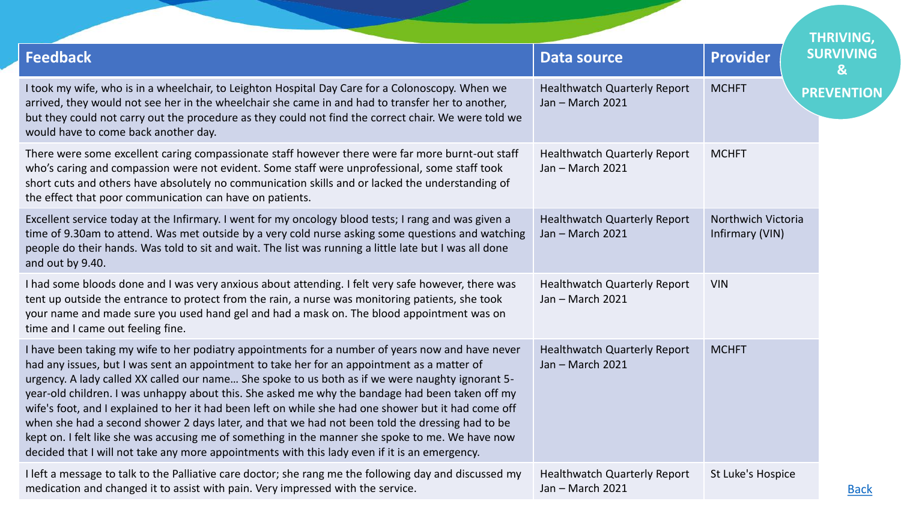THRIVING, SURVIVING & PREVENTION

| Feedback | Data source | Provider |
|---|---|---|
| I took my wife, who is in a wheelchair, to Leighton Hospital Day Care for a Colonoscopy. When we arrived, they would not see her in the wheelchair she came in and had to transfer her to another, but they could not carry out the procedure as they could not find the correct chair. We were told we would have to come back another day. | Healthwatch Quarterly Report Jan – March 2021 | MCHFT |
| There were some excellent caring compassionate staff however there were far more burnt-out staff who's caring and compassion were not evident. Some staff were unprofessional, some staff took short cuts and others have absolutely no communication skills and or lacked the understanding of the effect that poor communication can have on patients. | Healthwatch Quarterly Report Jan – March 2021 | MCHFT |
| Excellent service today at the Infirmary. I went for my oncology blood tests; I rang and was given a time of 9.30am to attend. Was met outside by a very cold nurse asking some questions and watching people do their hands. Was told to sit and wait. The list was running a little late but I was all done and out by 9.40. | Healthwatch Quarterly Report Jan – March 2021 | Northwich Victoria Infirmary (VIN) |
| I had some bloods done and I was very anxious about attending. I felt very safe however, there was tent up outside the entrance to protect from the rain, a nurse was monitoring patients, she took your name and made sure you used hand gel and had a mask on. The blood appointment was on time and I came out feeling fine. | Healthwatch Quarterly Report Jan – March 2021 | VIN |
| I have been taking my wife to her podiatry appointments for a number of years now and have never had any issues, but I was sent an appointment to take her for an appointment as a matter of urgency. A lady called XX called our name… She spoke to us both as if we were naughty ignorant 5-year-old children. I was unhappy about this. She asked me why the bandage had been taken off my wife's foot, and I explained to her it had been left on while she had one shower but it had come off when she had a second shower 2 days later, and that we had not been told the dressing had to be kept on. I felt like she was accusing me of something in the manner she spoke to me. We have now decided that I will not take any more appointments with this lady even if it is an emergency. | Healthwatch Quarterly Report Jan – March 2021 | MCHFT |
| I left a message to talk to the Palliative care doctor; she rang me the following day and discussed my medication and changed it to assist with pain. Very impressed with the service. | Healthwatch Quarterly Report Jan – March 2021 | St Luke's Hospice |

Back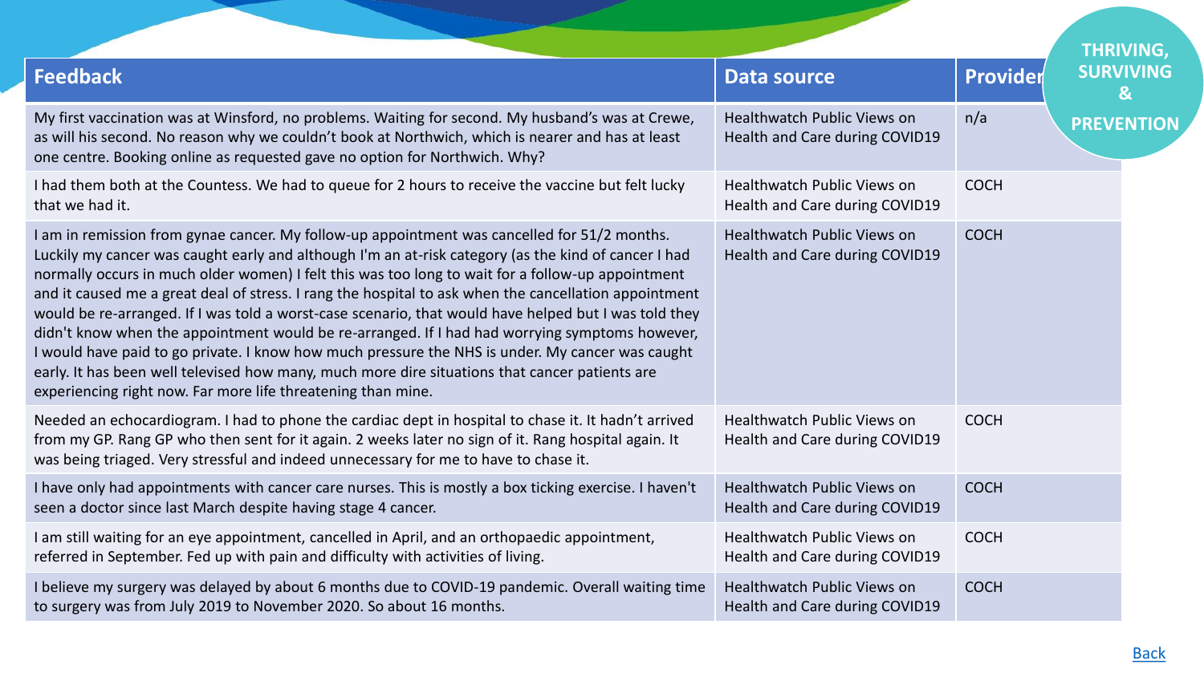THRIVING, SURVIVING & PREVENTION

| Feedback | Data source | Provider |
| --- | --- | --- |
| My first vaccination was at Winsford, no problems. Waiting for second. My husband's was at Crewe, as will his second. No reason why we couldn't book at Northwich, which is nearer and has at least one centre. Booking online as requested gave no option for Northwich. Why? | Healthwatch Public Views on Health and Care during COVID19 | n/a |
| I had them both at the Countess. We had to queue for 2 hours to receive the vaccine but felt lucky that we had it. | Healthwatch Public Views on Health and Care during COVID19 | COCH |
| I am in remission from gynae cancer. My follow-up appointment was cancelled for 51/2 months. Luckily my cancer was caught early and although I'm an at-risk category (as the kind of cancer I had normally occurs in much older women) I felt this was too long to wait for a follow-up appointment and it caused me a great deal of stress. I rang the hospital to ask when the cancellation appointment would be re-arranged. If I was told a worst-case scenario, that would have helped but I was told they didn't know when the appointment would be re-arranged. If I had had worrying symptoms however, I would have paid to go private. I know how much pressure the NHS is under. My cancer was caught early. It has been well televised how many, much more dire situations that cancer patients are experiencing right now. Far more life threatening than mine. | Healthwatch Public Views on Health and Care during COVID19 | COCH |
| Needed an echocardiogram. I had to phone the cardiac dept in hospital to chase it. It hadn't arrived from my GP. Rang GP who then sent for it again. 2 weeks later no sign of it. Rang hospital again. It was being triaged. Very stressful and indeed unnecessary for me to have to chase it. | Healthwatch Public Views on Health and Care during COVID19 | COCH |
| I have only had appointments with cancer care nurses. This is mostly a box ticking exercise. I haven't seen a doctor since last March despite having stage 4 cancer. | Healthwatch Public Views on Health and Care during COVID19 | COCH |
| I am still waiting for an eye appointment, cancelled in April, and an orthopaedic appointment, referred in September. Fed up with pain and difficulty with activities of living. | Healthwatch Public Views on Health and Care during COVID19 | COCH |
| I believe my surgery was delayed by about 6 months due to COVID-19 pandemic. Overall waiting time to surgery was from July 2019 to November 2020. So about 16 months. | Healthwatch Public Views on Health and Care during COVID19 | COCH |

Back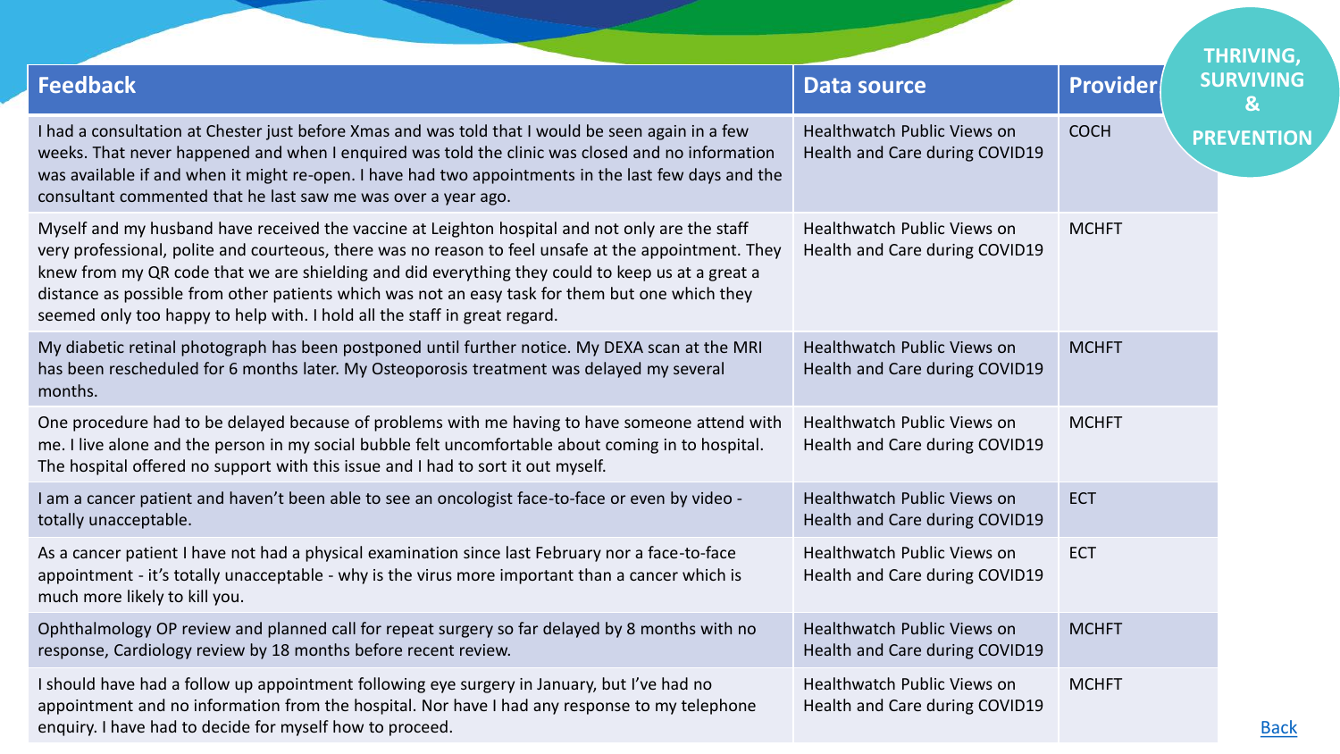THRIVING, SURVIVING & PREVENTION

| Feedback | Data source | Provider |
| --- | --- | --- |
| I had a consultation at Chester just before Xmas and was told that I would be seen again in a few weeks. That never happened and when I enquired was told the clinic was closed and no information was available if and when it might re-open. I have had two appointments in the last few days and the consultant commented that he last saw me was over a year ago. | Healthwatch Public Views on Health and Care during COVID19 | COCH |
| Myself and my husband have received the vaccine at Leighton hospital and not only are the staff very professional, polite and courteous, there was no reason to feel unsafe at the appointment. They knew from my QR code that we are shielding and did everything they could to keep us at a great a distance as possible from other patients which was not an easy task for them but one which they seemed only too happy to help with. I hold all the staff in great regard. | Healthwatch Public Views on Health and Care during COVID19 | MCHFT |
| My diabetic retinal photograph has been postponed until further notice. My DEXA scan at the MRI has been rescheduled for 6 months later. My Osteoporosis treatment was delayed my several months. | Healthwatch Public Views on Health and Care during COVID19 | MCHFT |
| One procedure had to be delayed because of problems with me having to have someone attend with me. I live alone and the person in my social bubble felt uncomfortable about coming in to hospital. The hospital offered no support with this issue and I had to sort it out myself. | Healthwatch Public Views on Health and Care during COVID19 | MCHFT |
| I am a cancer patient and haven't been able to see an oncologist face-to-face or even by video - totally unacceptable. | Healthwatch Public Views on Health and Care during COVID19 | ECT |
| As a cancer patient I have not had a physical examination since last February nor a face-to-face appointment - it's totally unacceptable - why is the virus more important than a cancer which is much more likely to kill you. | Healthwatch Public Views on Health and Care during COVID19 | ECT |
| Ophthalmology OP review and planned call for repeat surgery so far delayed by 8 months with no response, Cardiology review by 18 months before recent review. | Healthwatch Public Views on Health and Care during COVID19 | MCHFT |
| I should have had a follow up appointment following eye surgery in January, but I've had no appointment and no information from the hospital. Nor have I had any response to my telephone enquiry. I have had to decide for myself how to proceed. | Healthwatch Public Views on Health and Care during COVID19 | MCHFT |

Back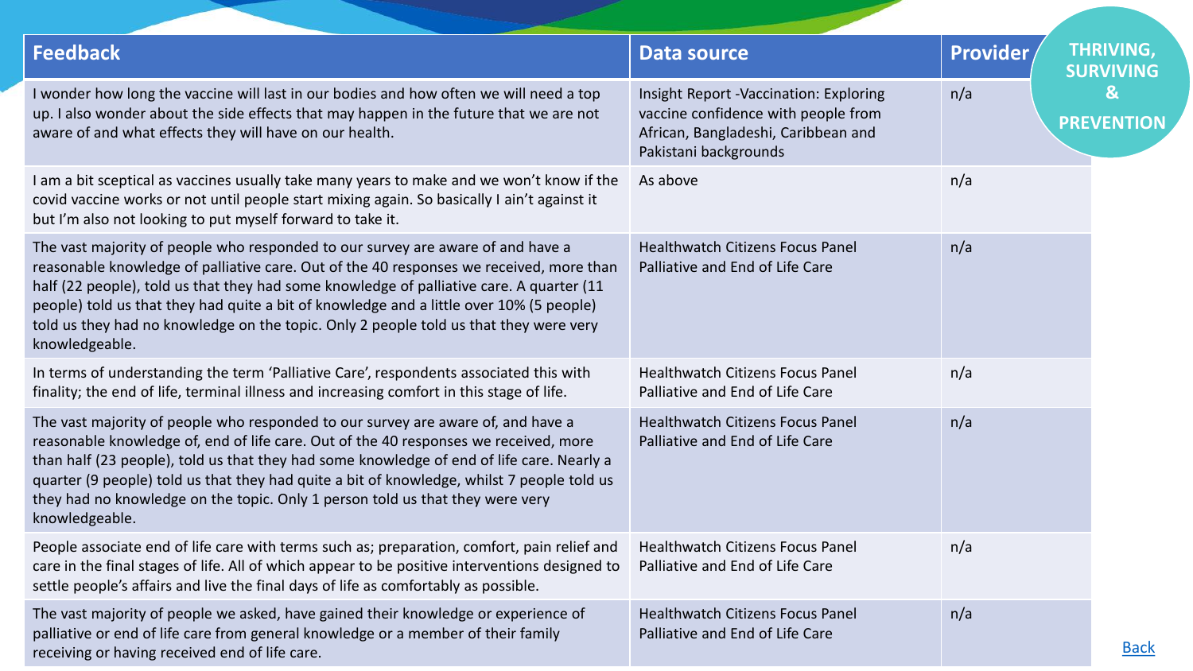**THRIVING, SURVIVING & PREVENTION**

| Feedback | Data source | Provider |
|---|---|---|
| I wonder how long the vaccine will last in our bodies and how often we will need a top up. I also wonder about the side effects that may happen in the future that we are not aware of and what effects they will have on our health. | Insight Report -Vaccination: Exploring vaccine confidence with people from African, Bangladeshi, Caribbean and Pakistani backgrounds | n/a |
| I am a bit sceptical as vaccines usually take many years to make and we won't know if the covid vaccine works or not until people start mixing again. So basically I ain't against it but I'm also not looking to put myself forward to take it. | As above | n/a |
| The vast majority of people who responded to our survey are aware of and have a reasonable knowledge of palliative care. Out of the 40 responses we received, more than half (22 people), told us that they had some knowledge of palliative care. A quarter (11 people) told us that they had quite a bit of knowledge and a little over 10% (5 people) told us they had no knowledge on the topic. Only 2 people told us that they were very knowledgeable. | Healthwatch Citizens Focus Panel Palliative and End of Life Care | n/a |
| In terms of understanding the term 'Palliative Care', respondents associated this with finality; the end of life, terminal illness and increasing comfort in this stage of life. | Healthwatch Citizens Focus Panel Palliative and End of Life Care | n/a |
| The vast majority of people who responded to our survey are aware of, and have a reasonable knowledge of, end of life care. Out of the 40 responses we received, more than half (23 people), told us that they had some knowledge of end of life care. Nearly a quarter (9 people) told us that they had quite a bit of knowledge, whilst 7 people told us they had no knowledge on the topic. Only 1 person told us that they were very knowledgeable. | Healthwatch Citizens Focus Panel Palliative and End of Life Care | n/a |
| People associate end of life care with terms such as; preparation, comfort, pain relief and care in the final stages of life. All of which appear to be positive interventions designed to settle people's affairs and live the final days of life as comfortably as possible. | Healthwatch Citizens Focus Panel Palliative and End of Life Care | n/a |
| The vast majority of people we asked, have gained their knowledge or experience of palliative or end of life care from general knowledge or a member of their family receiving or having received end of life care. | Healthwatch Citizens Focus Panel Palliative and End of Life Care | n/a |

Back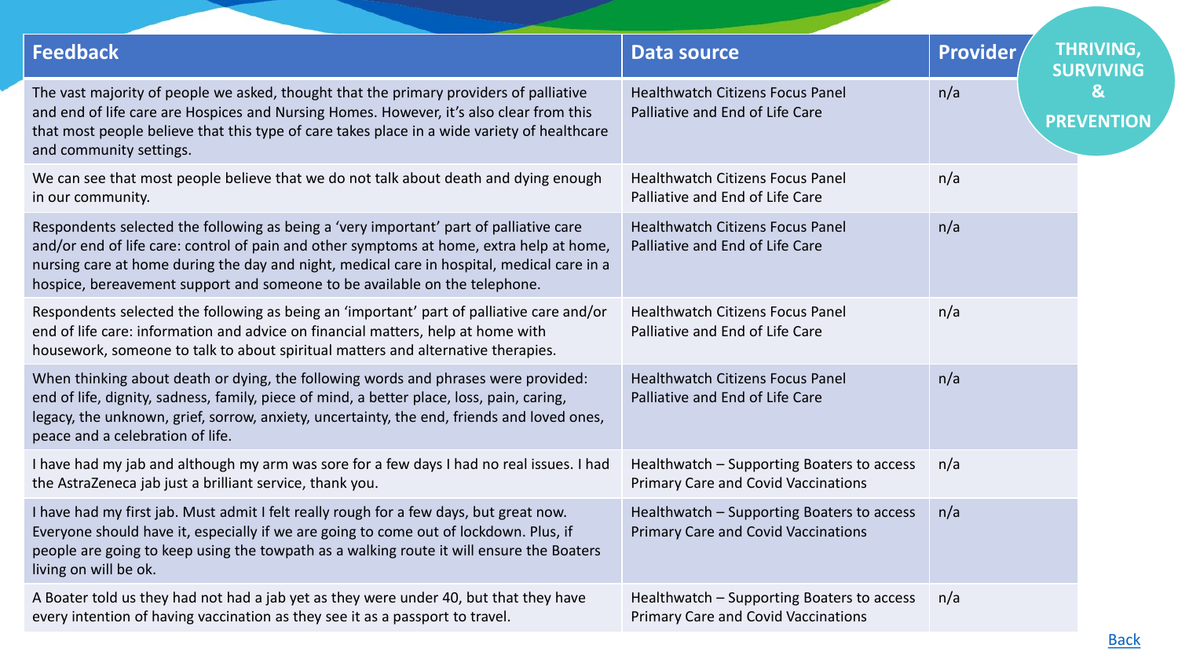THRIVING, SURVIVING & PREVENTION

| Feedback | Data source | Provider |
|---|---|---|
| The vast majority of people we asked, thought that the primary providers of palliative and end of life care are Hospices and Nursing Homes. However, it's also clear from this that most people believe that this type of care takes place in a wide variety of healthcare and community settings. | Healthwatch Citizens Focus Panel Palliative and End of Life Care | n/a |
| We can see that most people believe that we do not talk about death and dying enough in our community. | Healthwatch Citizens Focus Panel Palliative and End of Life Care | n/a |
| Respondents selected the following as being a 'very important' part of palliative care and/or end of life care: control of pain and other symptoms at home, extra help at home, nursing care at home during the day and night, medical care in hospital, medical care in a hospice, bereavement support and someone to be available on the telephone. | Healthwatch Citizens Focus Panel Palliative and End of Life Care | n/a |
| Respondents selected the following as being an 'important' part of palliative care and/or end of life care: information and advice on financial matters, help at home with housework, someone to talk to about spiritual matters and alternative therapies. | Healthwatch Citizens Focus Panel Palliative and End of Life Care | n/a |
| When thinking about death or dying, the following words and phrases were provided: end of life, dignity, sadness, family, piece of mind, a better place, loss, pain, caring, legacy, the unknown, grief, sorrow, anxiety, uncertainty, the end, friends and loved ones, peace and a celebration of life. | Healthwatch Citizens Focus Panel Palliative and End of Life Care | n/a |
| I have had my jab and although my arm was sore for a few days I had no real issues. I had the AstraZeneca jab just a brilliant service, thank you. | Healthwatch – Supporting Boaters to access Primary Care and Covid Vaccinations | n/a |
| I have had my first jab. Must admit I felt really rough for a few days, but great now. Everyone should have it, especially if we are going to come out of lockdown. Plus, if people are going to keep using the towpath as a walking route it will ensure the Boaters living on will be ok. | Healthwatch – Supporting Boaters to access Primary Care and Covid Vaccinations | n/a |
| A Boater told us they had not had a jab yet as they were under 40, but that they have every intention of having vaccination as they see it as a passport to travel. | Healthwatch – Supporting Boaters to access Primary Care and Covid Vaccinations | n/a |

Back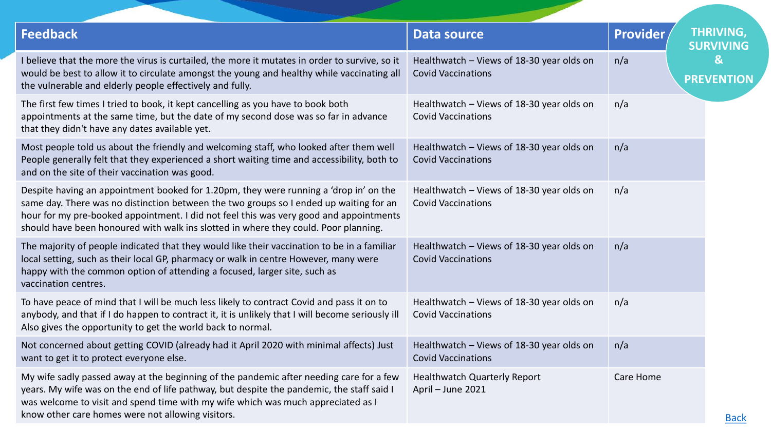THRIVING, SURVIVING & PREVENTION

| Feedback | Data source | Provider |
| --- | --- | --- |
| I believe that the more the virus is curtailed, the more it mutates in order to survive, so it would be best to allow it to circulate amongst the young and healthy while vaccinating all the vulnerable and elderly people effectively and fully. | Healthwatch – Views of 18-30 year olds on Covid Vaccinations | n/a |
| The first few times I tried to book, it kept cancelling as you have to book both appointments at the same time, but the date of my second dose was so far in advance that they didn't have any dates available yet. | Healthwatch – Views of 18-30 year olds on Covid Vaccinations | n/a |
| Most people told us about the friendly and welcoming staff, who looked after them well People generally felt that they experienced a short waiting time and accessibility, both to and on the site of their vaccination was good. | Healthwatch – Views of 18-30 year olds on Covid Vaccinations | n/a |
| Despite having an appointment booked for 1.20pm, they were running a 'drop in' on the same day. There was no distinction between the two groups so I ended up waiting for an hour for my pre-booked appointment. I did not feel this was very good and appointments should have been honoured with walk ins slotted in where they could. Poor planning. | Healthwatch – Views of 18-30 year olds on Covid Vaccinations | n/a |
| The majority of people indicated that they would like their vaccination to be in a familiar local setting, such as their local GP, pharmacy or walk in centre However, many were happy with the common option of attending a focused, larger site, such as vaccination centres. | Healthwatch – Views of 18-30 year olds on Covid Vaccinations | n/a |
| To have peace of mind that I will be much less likely to contract Covid and pass it on to anybody, and that if I do happen to contract it, it is unlikely that I will become seriously ill Also gives the opportunity to get the world back to normal. | Healthwatch – Views of 18-30 year olds on Covid Vaccinations | n/a |
| Not concerned about getting COVID (already had it April 2020 with minimal affects) Just want to get it to protect everyone else. | Healthwatch – Views of 18-30 year olds on Covid Vaccinations | n/a |
| My wife sadly passed away at the beginning of the pandemic after needing care for a few years. My wife was on the end of life pathway, but despite the pandemic, the staff said I was welcome to visit and spend time with my wife which was much appreciated as I know other care homes were not allowing visitors. | Healthwatch Quarterly Report April – June 2021 | Care Home |

Back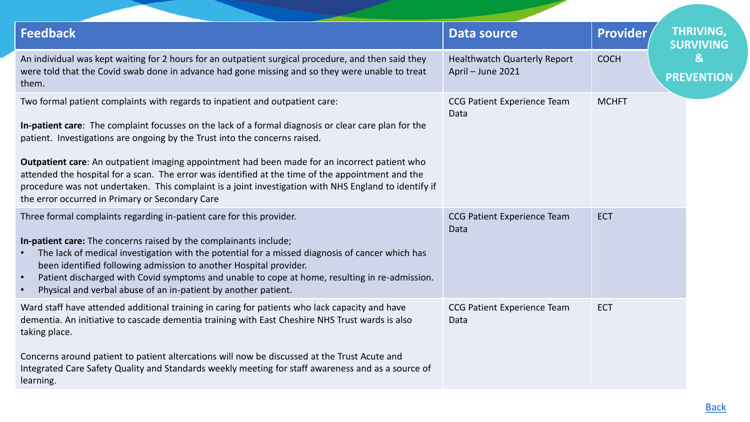THRIVING, SURVIVING & PREVENTION

| Feedback | Data source | Provider |
| --- | --- | --- |
| An individual was kept waiting for 2 hours for an outpatient surgical procedure, and then said they were told that the Covid swab done in advance had gone missing and so they were unable to treat them. | Healthwatch Quarterly Report April – June 2021 | COCH |
| Two formal patient complaints with regards to inpatient and outpatient care:<br><br>**In-patient care**: The complaint focusses on the lack of a formal diagnosis or clear care plan for the patient. Investigations are ongoing by the Trust into the concerns raised.<br><br>**Outpatient care**: An outpatient imaging appointment had been made for an incorrect patient who attended the hospital for a scan. The error was identified at the time of the appointment and the procedure was not undertaken. This complaint is a joint investigation with NHS England to identify if the error occurred in Primary or Secondary Care | CCG Patient Experience Team Data | MCHFT |
| Three formal complaints regarding in-patient care for this provider.<br><br>**In-patient care:** The concerns raised by the complainants include;<br>• The lack of medical investigation with the potential for a missed diagnosis of cancer which has been identified following admission to another Hospital provider.<br>• Patient discharged with Covid symptoms and unable to cope at home, resulting in re-admission.<br>• Physical and verbal abuse of an in-patient by another patient. | CCG Patient Experience Team Data | ECT |
| Ward staff have attended additional training in caring for patients who lack capacity and have dementia. An initiative to cascade dementia training with East Cheshire NHS Trust wards is also taking place.<br><br>Concerns around patient to patient altercations will now be discussed at the Trust Acute and Integrated Care Safety Quality and Standards weekly meeting for staff awareness and as a source of learning. | CCG Patient Experience Team Data | ECT |

Back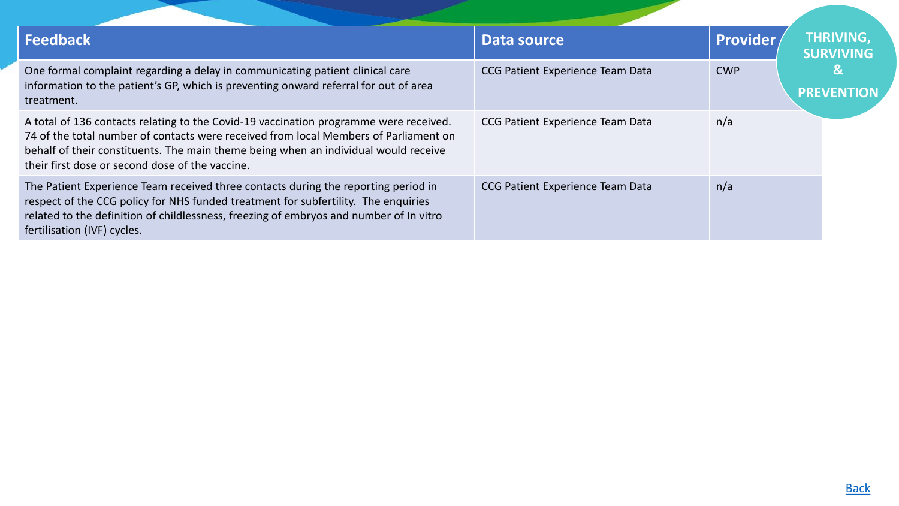**THRIVING, SURVIVING & PREVENTION**

| Feedback | Data source | Provider |
|---|---|---|
| One formal complaint regarding a delay in communicating patient clinical care information to the patient's GP, which is preventing onward referral for out of area treatment. | CCG Patient Experience Team Data | CWP |
| A total of 136 contacts relating to the Covid-19 vaccination programme were received. 74 of the total number of contacts were received from local Members of Parliament on behalf of their constituents. The main theme being when an individual would receive their first dose or second dose of the vaccine. | CCG Patient Experience Team Data | n/a |
| The Patient Experience Team received three contacts during the reporting period in respect of the CCG policy for NHS funded treatment for subfertility. The enquiries related to the definition of childlessness, freezing of embryos and number of In vitro fertilisation (IVF) cycles. | CCG Patient Experience Team Data | n/a |

Back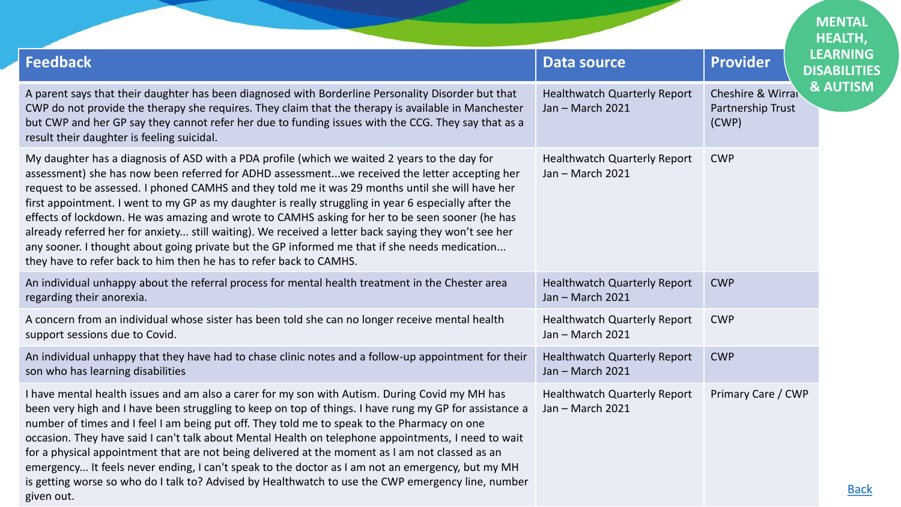## MENTAL HEALTH, LEARNING DISABILITIES & AUTISM

| Feedback | Data source | Provider |
| --- | --- | --- |
| A parent says that their daughter has been diagnosed with Borderline Personality Disorder but that CWP do not provide the therapy she requires. They claim that the therapy is available in Manchester but CWP and her GP say they cannot refer her due to funding issues with the CCG. They say that as a result their daughter is feeling suicidal. | Healthwatch Quarterly Report Jan – March 2021 | Cheshire & Wirral Partnership Trust (CWP) |
| My daughter has a diagnosis of ASD with a PDA profile (which we waited 2 years to the day for assessment) she has now been referred for ADHD assessment...we received the letter accepting her request to be assessed. I phoned CAMHS and they told me it was 29 months until she will have her first appointment. I went to my GP as my daughter is really struggling in year 6 especially after the effects of lockdown. He was amazing and wrote to CAMHS asking for her to be seen sooner (he has already referred her for anxiety... still waiting). We received a letter back saying they won't see her any sooner. I thought about going private but the GP informed me that if she needs medication... they have to refer back to him then he has to refer back to CAMHS. | Healthwatch Quarterly Report Jan – March 2021 | CWP |
| An individual unhappy about the referral process for mental health treatment in the Chester area regarding their anorexia. | Healthwatch Quarterly Report Jan – March 2021 | CWP |
| A concern from an individual whose sister has been told she can no longer receive mental health support sessions due to Covid. | Healthwatch Quarterly Report Jan – March 2021 | CWP |
| An individual unhappy that they have had to chase clinic notes and a follow-up appointment for their son who has learning disabilities | Healthwatch Quarterly Report Jan – March 2021 | CWP |
| I have mental health issues and am also a carer for my son with Autism. During Covid my MH has been very high and I have been struggling to keep on top of things. I have rung my GP for assistance a number of times and I feel I am being put off. They told me to speak to the Pharmacy on one occasion. They have said I can't talk about Mental Health on telephone appointments, I need to wait for a physical appointment that are not being delivered at the moment as I am not classed as an emergency... It feels never ending, I can't speak to the doctor as I am not an emergency, but my MH is getting worse so who do I talk to? Advised by Healthwatch to use the CWP emergency line, number given out. | Healthwatch Quarterly Report Jan – March 2021 | Primary Care / CWP |

Back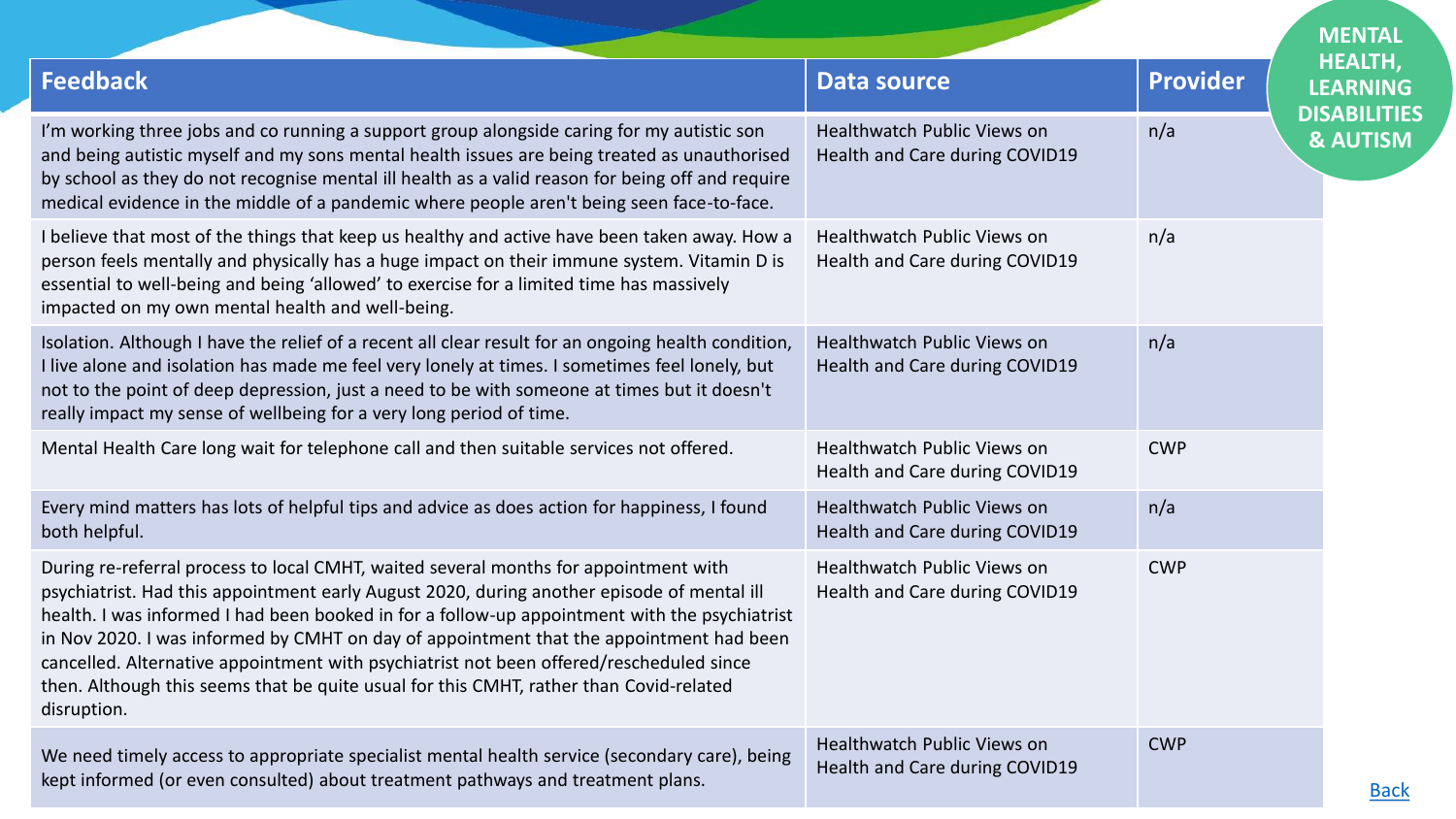MENTAL HEALTH, LEARNING DISABILITIES & AUTISM

| Feedback | Data source | Provider |
| --- | --- | --- |
| I'm working three jobs and co running a support group alongside caring for my autistic son and being autistic myself and my sons mental health issues are being treated as unauthorised by school as they do not recognise mental ill health as a valid reason for being off and require medical evidence in the middle of a pandemic where people aren't being seen face-to-face. | Healthwatch Public Views on Health and Care during COVID19 | n/a |
| I believe that most of the things that keep us healthy and active have been taken away. How a person feels mentally and physically has a huge impact on their immune system. Vitamin D is essential to well-being and being 'allowed' to exercise for a limited time has massively impacted on my own mental health and well-being. | Healthwatch Public Views on Health and Care during COVID19 | n/a |
| Isolation. Although I have the relief of a recent all clear result for an ongoing health condition, I live alone and isolation has made me feel very lonely at times. I sometimes feel lonely, but not to the point of deep depression, just a need to be with someone at times but it doesn't really impact my sense of wellbeing for a very long period of time. | Healthwatch Public Views on Health and Care during COVID19 | n/a |
| Mental Health Care long wait for telephone call and then suitable services not offered. | Healthwatch Public Views on Health and Care during COVID19 | CWP |
| Every mind matters has lots of helpful tips and advice as does action for happiness, I found both helpful. | Healthwatch Public Views on Health and Care during COVID19 | n/a |
| During re-referral process to local CMHT, waited several months for appointment with psychiatrist. Had this appointment early August 2020, during another episode of mental ill health. I was informed I had been booked in for a follow-up appointment with the psychiatrist in Nov 2020. I was informed by CMHT on day of appointment that the appointment had been cancelled. Alternative appointment with psychiatrist not been offered/rescheduled since then. Although this seems that be quite usual for this CMHT, rather than Covid-related disruption. | Healthwatch Public Views on Health and Care during COVID19 | CWP |
| We need timely access to appropriate specialist mental health service (secondary care), being kept informed (or even consulted) about treatment pathways and treatment plans. | Healthwatch Public Views on Health and Care during COVID19 | CWP |

Back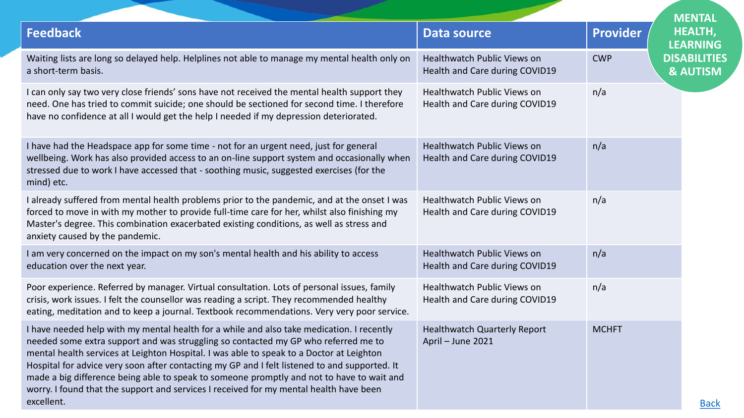MENTAL HEALTH, LEARNING DISABILITIES & AUTISM

| Feedback | Data source | Provider |
| --- | --- | --- |
| Waiting lists are long so delayed help. Helplines not able to manage my mental health only on a short-term basis. | Healthwatch Public Views on Health and Care during COVID19 | CWP |
| I can only say two very close friends' sons have not received the mental health support they need. One has tried to commit suicide; one should be sectioned for second time. I therefore have no confidence at all I would get the help I needed if my depression deteriorated. | Healthwatch Public Views on Health and Care during COVID19 | n/a |
| I have had the Headspace app for some time - not for an urgent need, just for general wellbeing. Work has also provided access to an on-line support system and occasionally when stressed due to work I have accessed that - soothing music, suggested exercises (for the mind) etc. | Healthwatch Public Views on Health and Care during COVID19 | n/a |
| I already suffered from mental health problems prior to the pandemic, and at the onset I was forced to move in with my mother to provide full-time care for her, whilst also finishing my Master's degree. This combination exacerbated existing conditions, as well as stress and anxiety caused by the pandemic. | Healthwatch Public Views on Health and Care during COVID19 | n/a |
| I am very concerned on the impact on my son's mental health and his ability to access education over the next year. | Healthwatch Public Views on Health and Care during COVID19 | n/a |
| Poor experience. Referred by manager. Virtual consultation. Lots of personal issues, family crisis, work issues. I felt the counsellor was reading a script. They recommended healthy eating, meditation and to keep a journal. Textbook recommendations. Very very poor service. | Healthwatch Public Views on Health and Care during COVID19 | n/a |
| I have needed help with my mental health for a while and also take medication. I recently needed some extra support and was struggling so contacted my GP who referred me to mental health services at Leighton Hospital. I was able to speak to a Doctor at Leighton Hospital for advice very soon after contacting my GP and I felt listened to and supported. It made a big difference being able to speak to someone promptly and not to have to wait and worry. I found that the support and services I received for my mental health have been excellent. | Healthwatch Quarterly Report April – June 2021 | MCHFT |

Back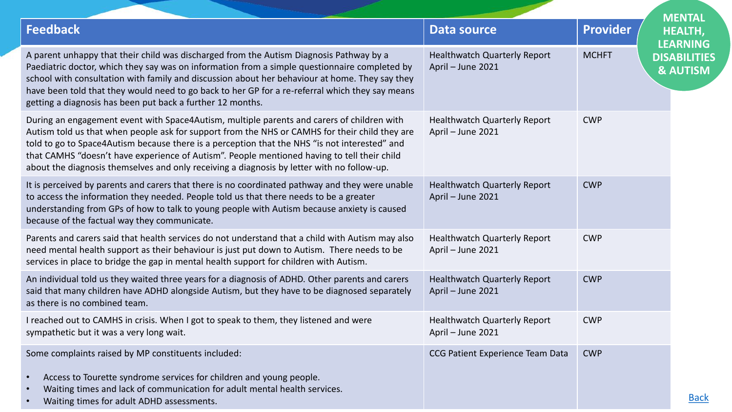## MENTAL HEALTH, LEARNING DISABILITIES & AUTISM

| Feedback | Data source | Provider |
|---|---|---|
| A parent unhappy that their child was discharged from the Autism Diagnosis Pathway by a Paediatric doctor, which they say was on information from a simple questionnaire completed by school with consultation with family and discussion about her behaviour at home. They say they have been told that they would need to go back to her GP for a re-referral which they say means getting a diagnosis has been put back a further 12 months. | Healthwatch Quarterly Report April – June 2021 | MCHFT |
| During an engagement event with Space4Autism, multiple parents and carers of children with Autism told us that when people ask for support from the NHS or CAMHS for their child they are told to go to Space4Autism because there is a perception that the NHS "is not interested" and that CAMHS "doesn't have experience of Autism". People mentioned having to tell their child about the diagnosis themselves and only receiving a diagnosis by letter with no follow-up. | Healthwatch Quarterly Report April – June 2021 | CWP |
| It is perceived by parents and carers that there is no coordinated pathway and they were unable to access the information they needed. People told us that there needs to be a greater understanding from GPs of how to talk to young people with Autism because anxiety is caused because of the factual way they communicate. | Healthwatch Quarterly Report April – June 2021 | CWP |
| Parents and carers said that health services do not understand that a child with Autism may also need mental health support as their behaviour is just put down to Autism. There needs to be services in place to bridge the gap in mental health support for children with Autism. | Healthwatch Quarterly Report April – June 2021 | CWP |
| An individual told us they waited three years for a diagnosis of ADHD. Other parents and carers said that many children have ADHD alongside Autism, but they have to be diagnosed separately as there is no combined team. | Healthwatch Quarterly Report April – June 2021 | CWP |
| I reached out to CAMHS in crisis. When I got to speak to them, they listened and were sympathetic but it was a very long wait. | Healthwatch Quarterly Report April – June 2021 | CWP |
| Some complaints raised by MP constituents included:<br>• Access to Tourette syndrome services for children and young people.<br>• Waiting times and lack of communication for adult mental health services.<br>• Waiting times for adult ADHD assessments. | CCG Patient Experience Team Data | CWP |

Back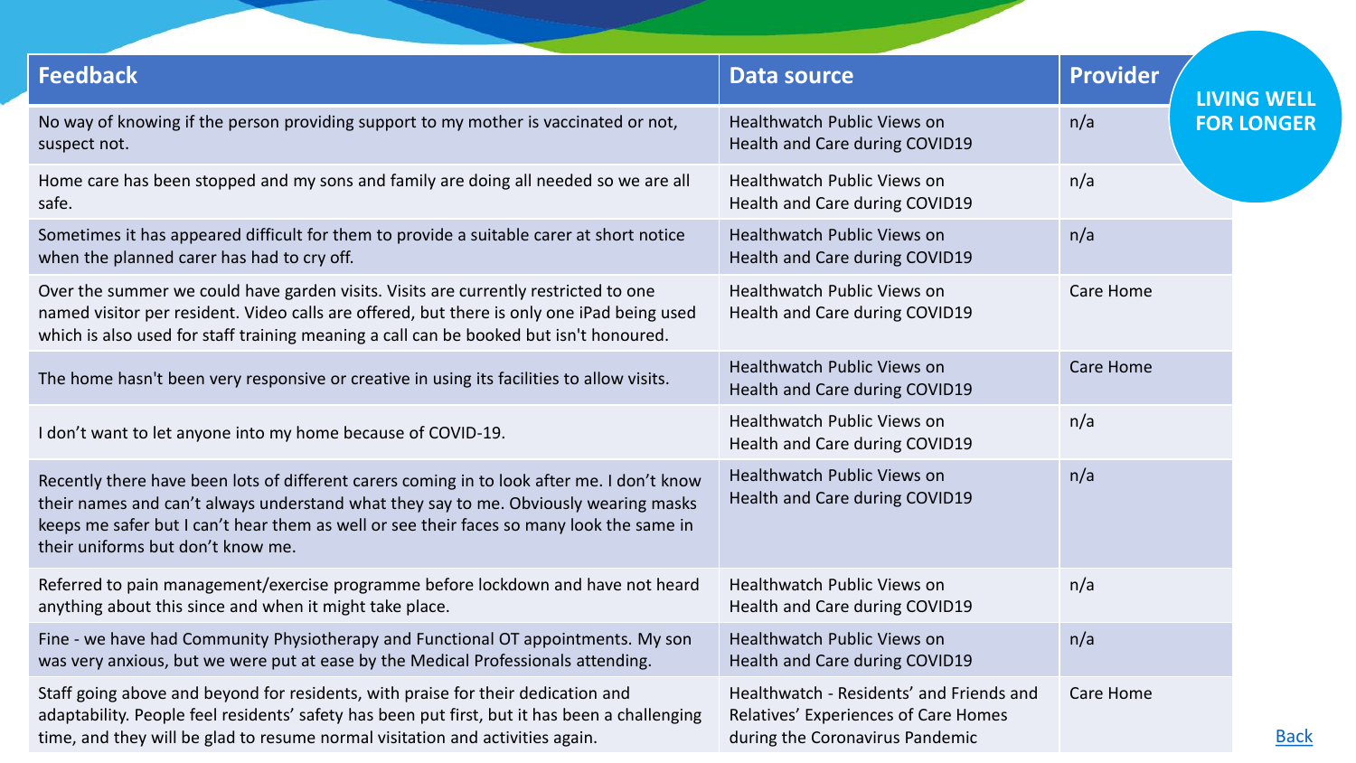LIVING WELL FOR LONGER

| Feedback | Data source | Provider |
| --- | --- | --- |
| No way of knowing if the person providing support to my mother is vaccinated or not, suspect not. | Healthwatch Public Views on Health and Care during COVID19 | n/a |
| Home care has been stopped and my sons and family are doing all needed so we are all safe. | Healthwatch Public Views on Health and Care during COVID19 | n/a |
| Sometimes it has appeared difficult for them to provide a suitable carer at short notice when the planned carer has had to cry off. | Healthwatch Public Views on Health and Care during COVID19 | n/a |
| Over the summer we could have garden visits. Visits are currently restricted to one named visitor per resident. Video calls are offered, but there is only one iPad being used which is also used for staff training meaning a call can be booked but isn't honoured. | Healthwatch Public Views on Health and Care during COVID19 | Care Home |
| The home hasn't been very responsive or creative in using its facilities to allow visits. | Healthwatch Public Views on Health and Care during COVID19 | Care Home |
| I don't want to let anyone into my home because of COVID-19. | Healthwatch Public Views on Health and Care during COVID19 | n/a |
| Recently there have been lots of different carers coming in to look after me. I don't know their names and can't always understand what they say to me. Obviously wearing masks keeps me safer but I can't hear them as well or see their faces so many look the same in their uniforms but don't know me. | Healthwatch Public Views on Health and Care during COVID19 | n/a |
| Referred to pain management/exercise programme before lockdown and have not heard anything about this since and when it might take place. | Healthwatch Public Views on Health and Care during COVID19 | n/a |
| Fine - we have had Community Physiotherapy and Functional OT appointments. My son was very anxious, but we were put at ease by the Medical Professionals attending. | Healthwatch Public Views on Health and Care during COVID19 | n/a |
| Staff going above and beyond for residents, with praise for their dedication and adaptability. People feel residents' safety has been put first, but it has been a challenging time, and they will be glad to resume normal visitation and activities again. | Healthwatch - Residents' and Friends and Relatives' Experiences of Care Homes during the Coronavirus Pandemic | Care Home |

Back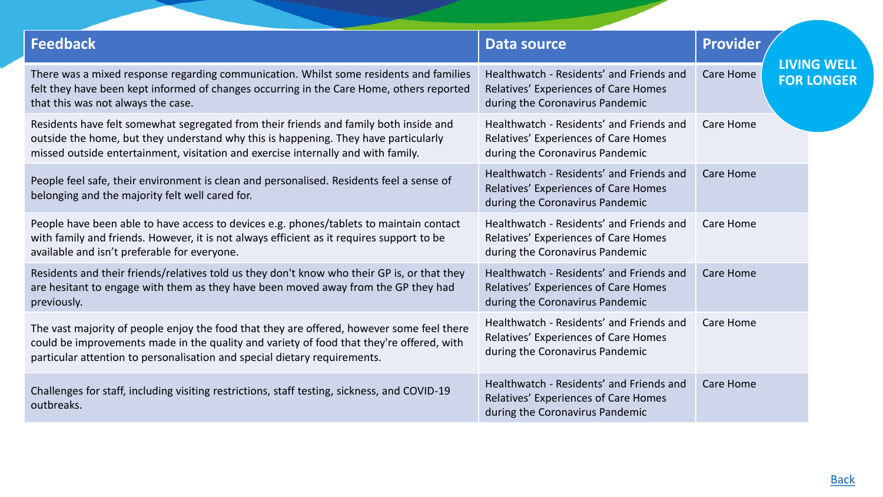**LIVING WELL FOR LONGER**

| Feedback | Data source | Provider |
| --- | --- | --- |
| There was a mixed response regarding communication. Whilst some residents and families felt they have been kept informed of changes occurring in the Care Home, others reported that this was not always the case. | Healthwatch - Residents' and Friends and Relatives' Experiences of Care Homes during the Coronavirus Pandemic | Care Home |
| Residents have felt somewhat segregated from their friends and family both inside and outside the home, but they understand why this is happening. They have particularly missed outside entertainment, visitation and exercise internally and with family. | Healthwatch - Residents' and Friends and Relatives' Experiences of Care Homes during the Coronavirus Pandemic | Care Home |
| People feel safe, their environment is clean and personalised. Residents feel a sense of belonging and the majority felt well cared for. | Healthwatch - Residents' and Friends and Relatives' Experiences of Care Homes during the Coronavirus Pandemic | Care Home |
| People have been able to have access to devices e.g. phones/tablets to maintain contact with family and friends. However, it is not always efficient as it requires support to be available and isn't preferable for everyone. | Healthwatch - Residents' and Friends and Relatives' Experiences of Care Homes during the Coronavirus Pandemic | Care Home |
| Residents and their friends/relatives told us they don't know who their GP is, or that they are hesitant to engage with them as they have been moved away from the GP they had previously. | Healthwatch - Residents' and Friends and Relatives' Experiences of Care Homes during the Coronavirus Pandemic | Care Home |
| The vast majority of people enjoy the food that they are offered, however some feel there could be improvements made in the quality and variety of food that they're offered, with particular attention to personalisation and special dietary requirements. | Healthwatch - Residents' and Friends and Relatives' Experiences of Care Homes during the Coronavirus Pandemic | Care Home |
| Challenges for staff, including visiting restrictions, staff testing, sickness, and COVID-19 outbreaks. | Healthwatch - Residents' and Friends and Relatives' Experiences of Care Homes during the Coronavirus Pandemic | Care Home |

Back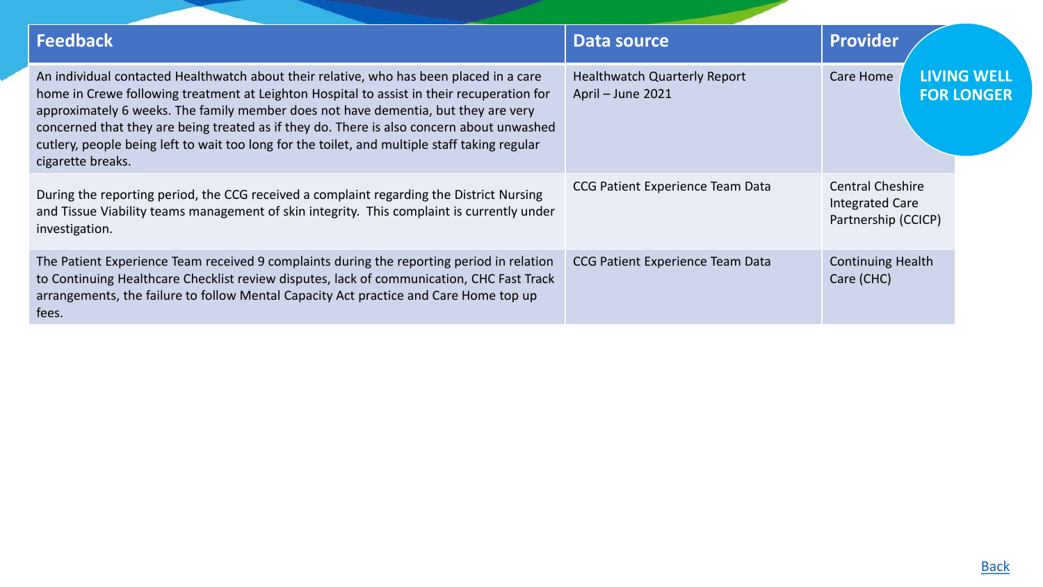**LIVING WELL FOR LONGER**

| Feedback | Data source | Provider |
|---|---|---|
| An individual contacted Healthwatch about their relative, who has been placed in a care home in Crewe following treatment at Leighton Hospital to assist in their recuperation for approximately 6 weeks. The family member does not have dementia, but they are very concerned that they are being treated as if they do. There is also concern about unwashed cutlery, people being left to wait too long for the toilet, and multiple staff taking regular cigarette breaks. | Healthwatch Quarterly Report April – June 2021 | Care Home |
| During the reporting period, the CCG received a complaint regarding the District Nursing and Tissue Viability teams management of skin integrity. This complaint is currently under investigation. | CCG Patient Experience Team Data | Central Cheshire Integrated Care Partnership (CCICP) |
| The Patient Experience Team received 9 complaints during the reporting period in relation to Continuing Healthcare Checklist review disputes, lack of communication, CHC Fast Track arrangements, the failure to follow Mental Capacity Act practice and Care Home top up fees. | CCG Patient Experience Team Data | Continuing Health Care (CHC) |

Back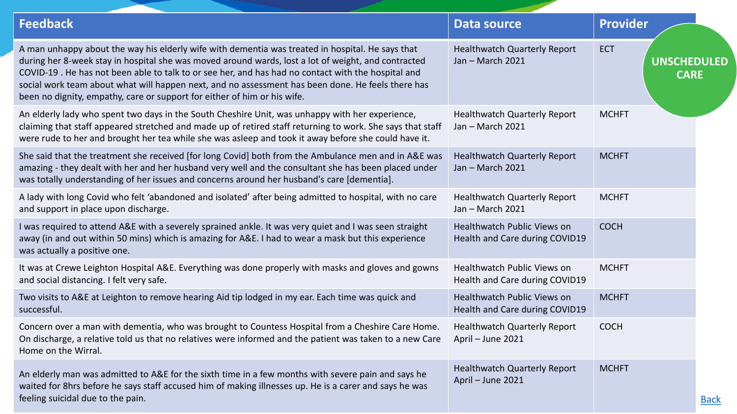**UNSCHEDULED CARE**

| Feedback | Data source | Provider |
|---|---|---|
| A man unhappy about the way his elderly wife with dementia was treated in hospital. He says that during her 8-week stay in hospital she was moved around wards, lost a lot of weight, and contracted COVID-19 . He has not been able to talk to or see her, and has had no contact with the hospital and social work team about what will happen next, and no assessment has been done. He feels there has been no dignity, empathy, care or support for either of him or his wife. | Healthwatch Quarterly Report Jan – March 2021 | ECT |
| An elderly lady who spent two days in the South Cheshire Unit, was unhappy with her experience, claiming that staff appeared stretched and made up of retired staff returning to work. She says that staff were rude to her and brought her tea while she was asleep and took it away before she could have it. | Healthwatch Quarterly Report Jan – March 2021 | MCHFT |
| She said that the treatment she received [for long Covid] both from the Ambulance men and in A&E was amazing - they dealt with her and her husband very well and the consultant she has been placed under was totally understanding of her issues and concerns around her husband's care [dementia]. | Healthwatch Quarterly Report Jan – March 2021 | MCHFT |
| A lady with long Covid who felt 'abandoned and isolated' after being admitted to hospital, with no care and support in place upon discharge. | Healthwatch Quarterly Report Jan – March 2021 | MCHFT |
| I was required to attend A&E with a severely sprained ankle. It was very quiet and I was seen straight away (in and out within 50 mins) which is amazing for A&E. I had to wear a mask but this experience was actually a positive one. | Healthwatch Public Views on Health and Care during COVID19 | COCH |
| It was at Crewe Leighton Hospital A&E. Everything was done properly with masks and gloves and gowns and social distancing. I felt very safe. | Healthwatch Public Views on Health and Care during COVID19 | MCHFT |
| Two visits to A&E at Leighton to remove hearing Aid tip lodged in my ear. Each time was quick and successful. | Healthwatch Public Views on Health and Care during COVID19 | MCHFT |
| Concern over a man with dementia, who was brought to Countess Hospital from a Cheshire Care Home. On discharge, a relative told us that no relatives were informed and the patient was taken to a new Care Home on the Wirral. | Healthwatch Quarterly Report April – June 2021 | COCH |
| An elderly man was admitted to A&E for the sixth time in a few months with severe pain and says he waited for 8hrs before he says staff accused him of making illnesses up. He is a carer and says he was feeling suicidal due to the pain. | Healthwatch Quarterly Report April – June 2021 | MCHFT |

Back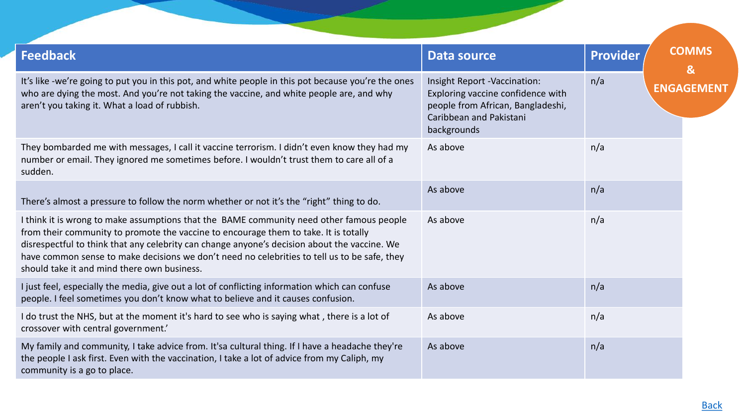**COMMS & ENGAGEMENT**

| Feedback | Data source | Provider |
|---|---|---|
| It's like -we're going to put you in this pot, and white people in this pot because you're the ones who are dying the most. And you're not taking the vaccine, and white people are, and why aren't you taking it. What a load of rubbish. | Insight Report -Vaccination: Exploring vaccine confidence with people from African, Bangladeshi, Caribbean and Pakistani backgrounds | n/a |
| They bombarded me with messages, I call it vaccine terrorism. I didn't even know they had my number or email. They ignored me sometimes before. I wouldn't trust them to care all of a sudden. | As above | n/a |
| There's almost a pressure to follow the norm whether or not it's the "right" thing to do. | As above | n/a |
| I think it is wrong to make assumptions that the BAME community need other famous people from their community to promote the vaccine to encourage them to take. It is totally disrespectful to think that any celebrity can change anyone's decision about the vaccine. We have common sense to make decisions we don't need no celebrities to tell us to be safe, they should take it and mind there own business. | As above | n/a |
| I just feel, especially the media, give out a lot of conflicting information which can confuse people. I feel sometimes you don't know what to believe and it causes confusion. | As above | n/a |
| I do trust the NHS, but at the moment it's hard to see who is saying what , there is a lot of crossover with central government.' | As above | n/a |
| My family and community, I take advice from. It'sa cultural thing. If I have a headache they're the people I ask first. Even with the vaccination, I take a lot of advice from my Caliph, my community is a go to place. | As above | n/a |

Back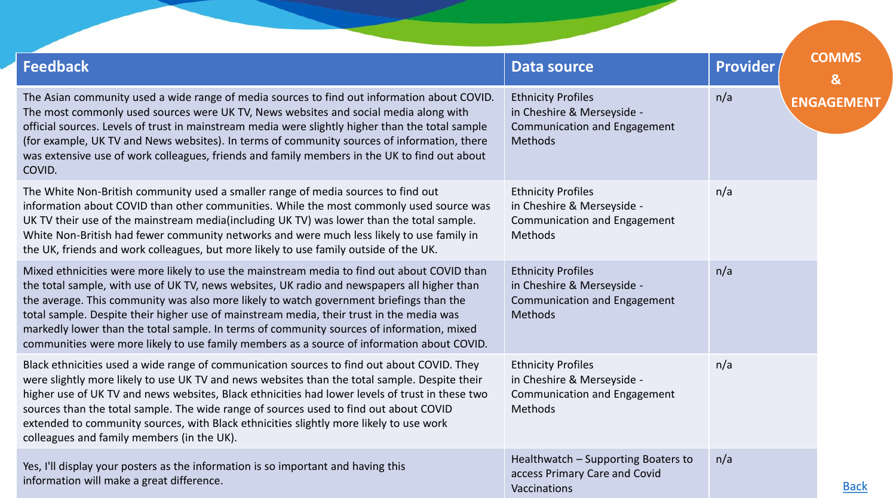**COMMS & ENGAGEMENT**

| Feedback | Data source | Provider |
|---|---|---|
| The Asian community used a wide range of media sources to find out information about COVID. The most commonly used sources were UK TV, News websites and social media along with official sources. Levels of trust in mainstream media were slightly higher than the total sample (for example, UK TV and News websites). In terms of community sources of information, there was extensive use of work colleagues, friends and family members in the UK to find out about COVID. | Ethnicity Profiles in Cheshire & Merseyside - Communication and Engagement Methods | n/a |
| The White Non-British community used a smaller range of media sources to find out information about COVID than other communities. While the most commonly used source was UK TV their use of the mainstream media(including UK TV) was lower than the total sample. White Non-British had fewer community networks and were much less likely to use family in the UK, friends and work colleagues, but more likely to use family outside of the UK. | Ethnicity Profiles in Cheshire & Merseyside - Communication and Engagement Methods | n/a |
| Mixed ethnicities were more likely to use the mainstream media to find out about COVID than the total sample, with use of UK TV, news websites, UK radio and newspapers all higher than the average. This community was also more likely to watch government briefings than the total sample. Despite their higher use of mainstream media, their trust in the media was markedly lower than the total sample. In terms of community sources of information, mixed communities were more likely to use family members as a source of information about COVID. | Ethnicity Profiles in Cheshire & Merseyside - Communication and Engagement Methods | n/a |
| Black ethnicities used a wide range of communication sources to find out about COVID. They were slightly more likely to use UK TV and news websites than the total sample. Despite their higher use of UK TV and news websites, Black ethnicities had lower levels of trust in these two sources than the total sample. The wide range of sources used to find out about COVID extended to community sources, with Black ethnicities slightly more likely to use work colleagues and family members (in the UK). | Ethnicity Profiles in Cheshire & Merseyside - Communication and Engagement Methods | n/a |
| Yes, I'll display your posters as the information is so important and having this information will make a great difference. | Healthwatch – Supporting Boaters to access Primary Care and Covid Vaccinations | n/a |

Back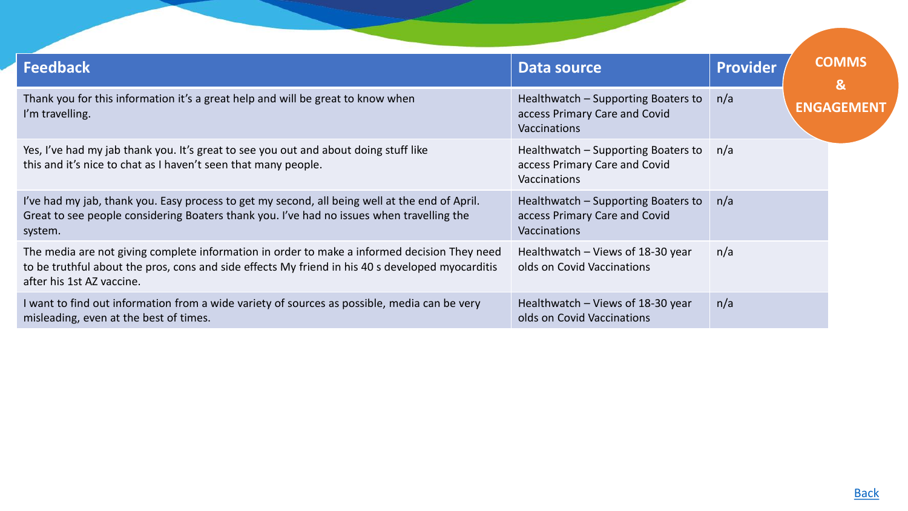**COMMS & ENGAGEMENT**

| Feedback | Data source | Provider |
| --- | --- | --- |
| Thank you for this information it's a great help and will be great to know when I'm travelling. | Healthwatch – Supporting Boaters to access Primary Care and Covid Vaccinations | n/a |
| Yes, I've had my jab thank you. It's great to see you out and about doing stuff like this and it's nice to chat as I haven't seen that many people. | Healthwatch – Supporting Boaters to access Primary Care and Covid Vaccinations | n/a |
| I've had my jab, thank you. Easy process to get my second, all being well at the end of April. Great to see people considering Boaters thank you. I've had no issues when travelling the system. | Healthwatch – Supporting Boaters to access Primary Care and Covid Vaccinations | n/a |
| The media are not giving complete information in order to make a informed decision They need to be truthful about the pros, cons and side effects My friend in his 40 s developed myocarditis after his 1st AZ vaccine. | Healthwatch – Views of 18-30 year olds on Covid Vaccinations | n/a |
| I want to find out information from a wide variety of sources as possible, media can be very misleading, even at the best of times. | Healthwatch – Views of 18-30 year olds on Covid Vaccinations | n/a |

Back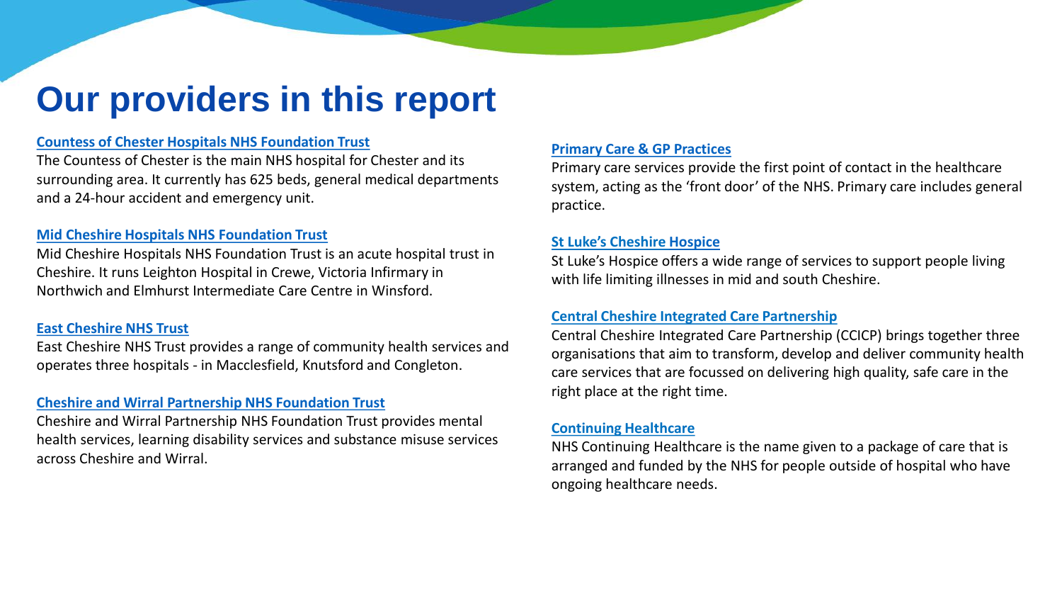# Our providers in this report

**Countess of Chester Hospitals NHS Foundation Trust**

The Countess of Chester is the main NHS hospital for Chester and its surrounding area. It currently has 625 beds, general medical departments and a 24-hour accident and emergency unit.

**Mid Cheshire Hospitals NHS Foundation Trust**

Mid Cheshire Hospitals NHS Foundation Trust is an acute hospital trust in Cheshire. It runs Leighton Hospital in Crewe, Victoria Infirmary in Northwich and Elmhurst Intermediate Care Centre in Winsford.

**East Cheshire NHS Trust**

East Cheshire NHS Trust provides a range of community health services and operates three hospitals - in Macclesfield, Knutsford and Congleton.

**Cheshire and Wirral Partnership NHS Foundation Trust**

Cheshire and Wirral Partnership NHS Foundation Trust provides mental health services, learning disability services and substance misuse services across Cheshire and Wirral.

**Primary Care & GP Practices**

Primary care services provide the first point of contact in the healthcare system, acting as the 'front door' of the NHS. Primary care includes general practice.

**St Luke's Cheshire Hospice**

St Luke's Hospice offers a wide range of services to support people living with life limiting illnesses in mid and south Cheshire.

**Central Cheshire Integrated Care Partnership**

Central Cheshire Integrated Care Partnership (CCICP) brings together three organisations that aim to transform, develop and deliver community health care services that are focussed on delivering high quality, safe care in the right place at the right time.

**Continuing Healthcare**

NHS Continuing Healthcare is the name given to a package of care that is arranged and funded by the NHS for people outside of hospital who have ongoing healthcare needs.